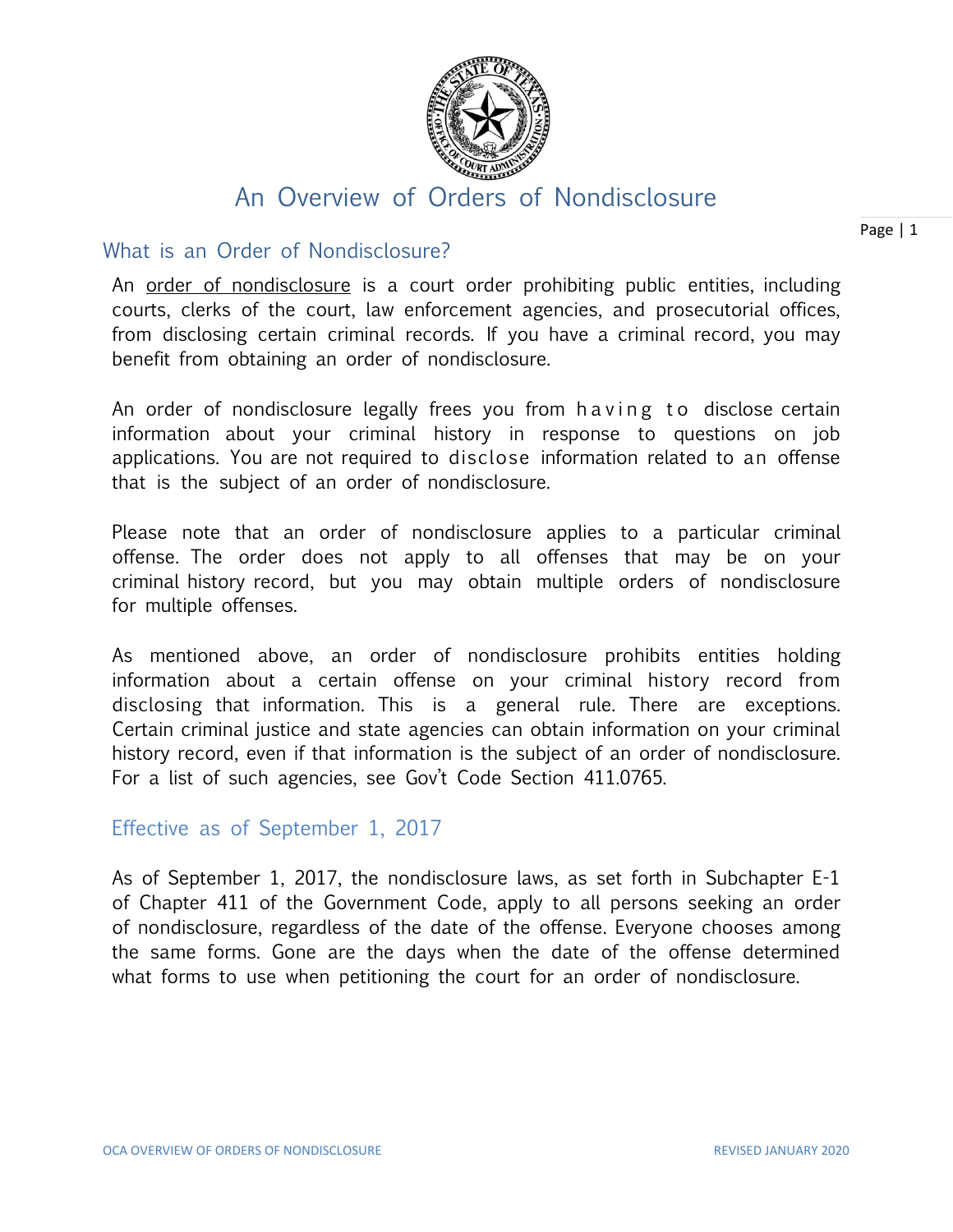# An Overview of Orders of Nondisclosure

## What is an Order of Nondisclosure?

An order of nondisclosure is a court order prohibiting public entities, including courts, clerks of the court, law enforcement agencies, and prosecutorial offices, from disclosing certain criminal records. If you have a criminal record, you may benefit from obtaining an order of nondisclosure.

An order of nondisclosure legally frees you from having to disclose certain information about your criminal history in response to questions on job applications. You are not required to disclose information related to an offense that is the subject of an order of nondisclosure.

Please note that an order of nondisclosure applies to a particular criminal offense. The order does not apply to all offenses that may be on your criminal history record, but you may obtain multiple orders of nondisclosure for multiple offenses.

As mentioned above, an order of nondisclosure prohibits entities holding information about a certain offense on your criminal history record from disclosing that information. This is a general rule. There are exceptions. Certain criminal justice and state agencies can obtain information on your criminal history record, even if that information is the subject of an order of nondisclosure. For a list of such agencies, see Gov't Code Section 411.0765.

## Effective as of September 1, 2017

As of September 1, 2017, the nondisclosure laws, as set forth in Subchapter E-1 of Chapter 411 of the Government Code, apply to all persons seeking an order of nondisclosure, regardless of the date of the offense. Everyone chooses among the same forms. Gone are the days when the date of the offense determined what forms to use when petitioning the court for an order of nondisclosure.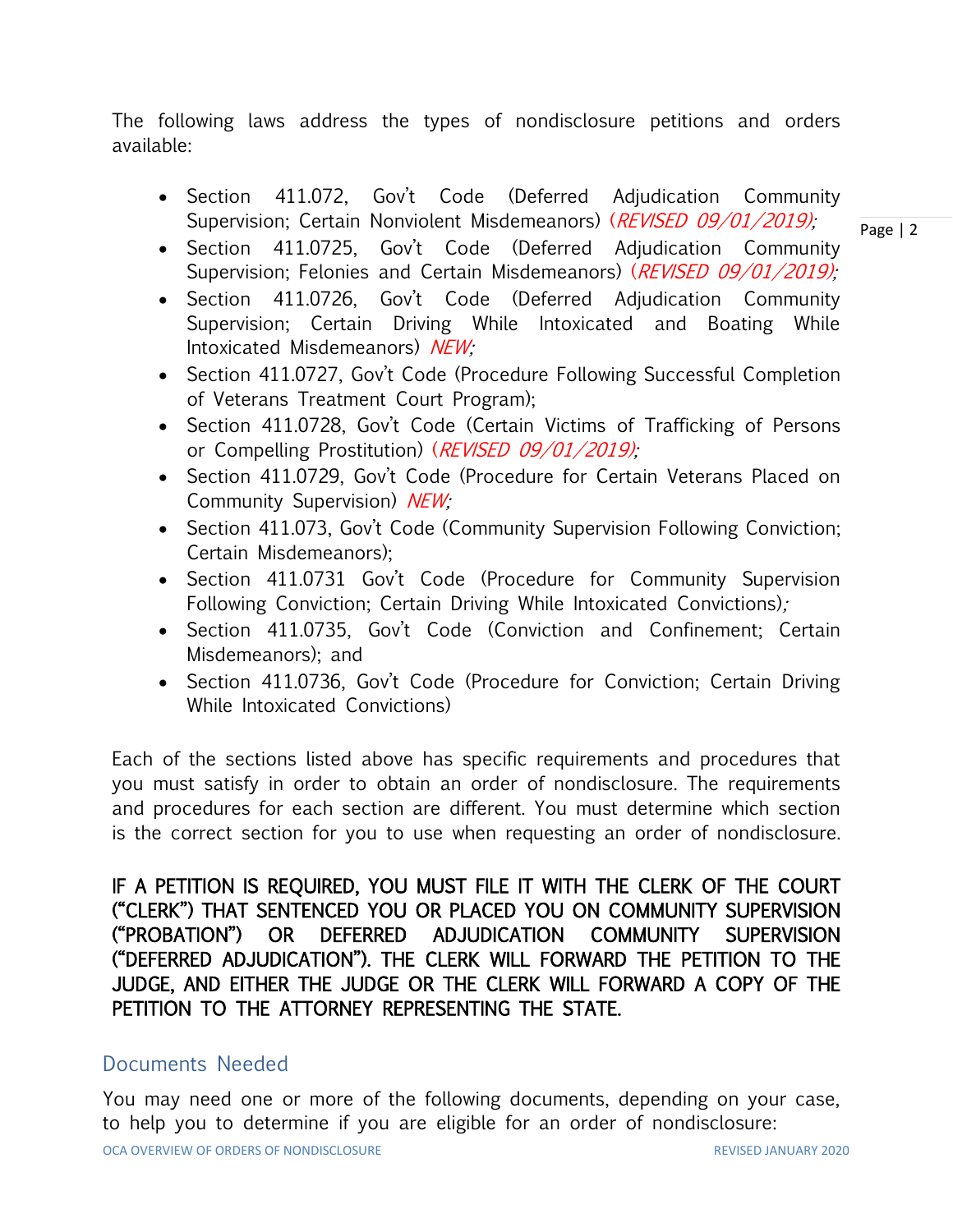The following laws address the types of nondisclosure petitions and orders available:

- Section 411.072, Gov't Code (Deferred Adjudication Community Supervision; Certain Nonviolent Misdemeanors) (*REVISED 09/01/2019);*
- Section 411.0725, Gov't Code (Deferred Adjudication Community Supervision; Felonies and Certain Misdemeanors) (*REVISED 09/01/2019);*
- Section 411.0726, Gov't Code (Deferred Adjudication Community Supervision; Certain Driving While Intoxicated and Boating While Intoxicated Misdemeanors) *NEW;*
- Section 411.0727, Gov't Code (Procedure Following Successful Completion of Veterans Treatment Court Program);
- Section 411.0728, Gov't Code (Certain Victims of Trafficking of Persons or Compelling Prostitution) (*REVISED 09/01/2019);*
- Section 411.0729, Gov't Code (Procedure for Certain Veterans Placed on Community Supervision) *NEW;*
- Section 411.073, Gov't Code (Community Supervision Following Conviction; Certain Misdemeanors);
- Section 411.0731 Gov't Code (Procedure for Community Supervision Following Conviction; Certain Driving While Intoxicated Convictions);
- Section 411.0735, Gov't Code (Conviction and Confinement; Certain Misdemeanors); and
- Section 411.0736, Gov't Code (Procedure for Conviction; Certain Driving While Intoxicated Convictions)

Each of the sections listed above has specific requirements and procedures that you must satisfy in order to obtain an order of nondisclosure. The requirements and procedures for each section are different. You must determine which section is the correct section for you to use when requesting an order of nondisclosure.

**IF A PETITION IS REQUIRED, YOU MUST FILE IT WITH THE CLERK OF THE COURT ("CLERK") THAT SENTENCED YOU OR PLACED YOU ON COMMUNITY SUPERVISION ("PROBATION") OR DEFERRED ADJUDICATION COMMUNITY SUPERVISION ("DEFERRED ADJUDICATION"). THE CLERK WILL FORWARD THE PETITION TO THE JUDGE, AND EITHER THE JUDGE OR THE CLERK WILL FORWARD A COPY OF THE PETITION TO THE ATTORNEY REPRESENTING THE STATE.**

## Documents Needed

You may need one or more of the following documents, depending on your case, to help you to determine if you are eligible for an order of nondisclosure: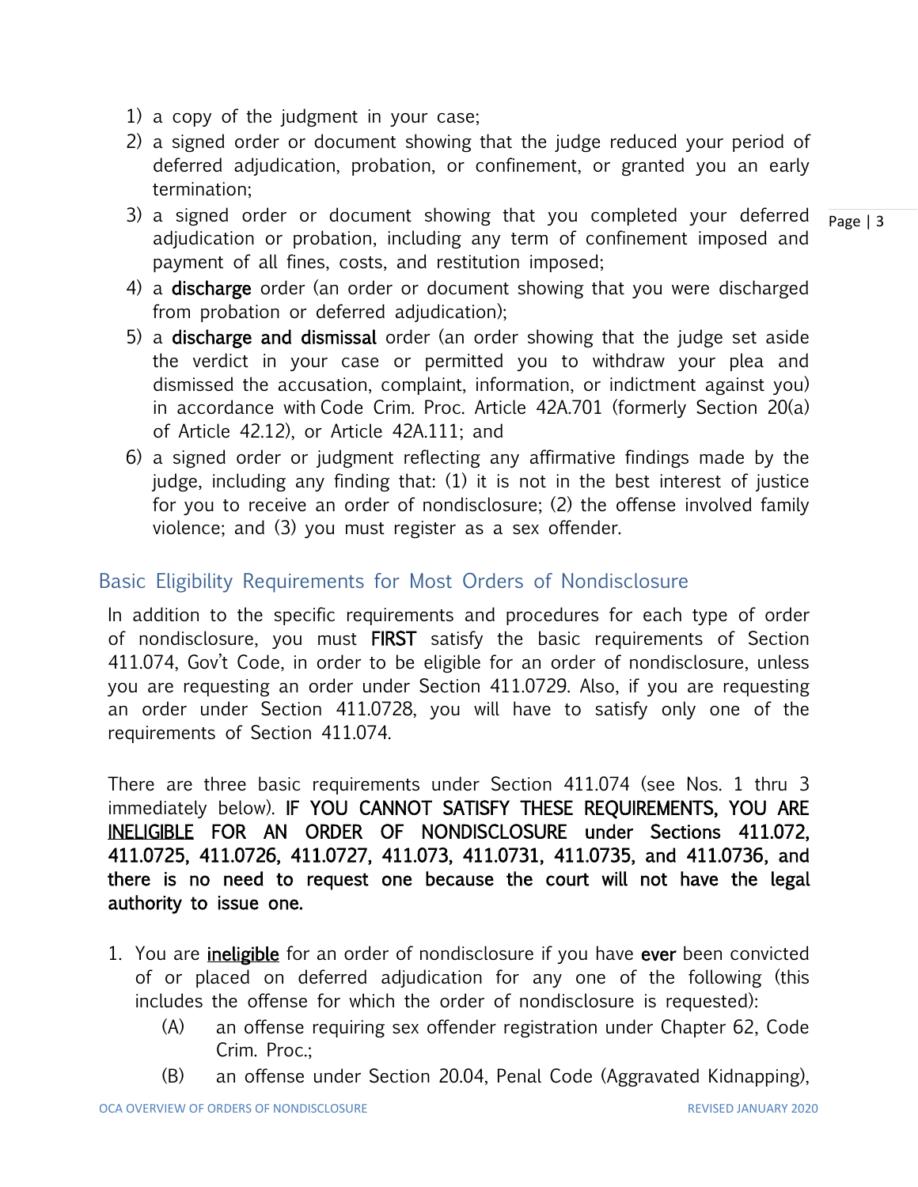1) a copy of the judgment in your case;
2) a signed order or document showing that the judge reduced your period of deferred adjudication, probation, or confinement, or granted you an early termination;
3) a signed order or document showing that you completed your deferred adjudication or probation, including any term of confinement imposed and payment of all fines, costs, and restitution imposed;
4) a **discharge** order (an order or document showing that you were discharged from probation or deferred adjudication);
5) a **discharge and dismissal** order (an order showing that the judge set aside the verdict in your case or permitted you to withdraw your plea and dismissed the accusation, complaint, information, or indictment against you) in accordance with Code Crim. Proc. Article 42A.701 (formerly Section 20(a) of Article 42.12), or Article 42A.111; and
6) a signed order or judgment reflecting any affirmative findings made by the judge, including any finding that: (1) it is not in the best interest of justice for you to receive an order of nondisclosure; (2) the offense involved family violence; and (3) you must register as a sex offender.

## Basic Eligibility Requirements for Most Orders of Nondisclosure

In addition to the specific requirements and procedures for each type of order of nondisclosure, you must **FIRST** satisfy the basic requirements of Section 411.074, Gov't Code, in order to be eligible for an order of nondisclosure, unless you are requesting an order under Section 411.0729. Also, if you are requesting an order under Section 411.0728, you will have to satisfy only one of the requirements of Section 411.074.

There are three basic requirements under Section 411.074 (see Nos. 1 thru 3 immediately below). **IF YOU CANNOT SATISFY THESE REQUIREMENTS, YOU ARE <u>INELIGIBLE</u> FOR AN ORDER OF NONDISCLOSURE under Sections 411.072, 411.0725, 411.0726, 411.0727, 411.073, 411.0731, 411.0735, and 411.0736, and there is no need to request one because the court will not have the legal authority to issue one.**

1. You are <u>**ineligible**</u> for an order of nondisclosure if you have **ever** been convicted of or placed on deferred adjudication for any one of the following (this includes the offense for which the order of nondisclosure is requested):
   (A) an offense requiring sex offender registration under Chapter 62, Code Crim. Proc.;
   (B) an offense under Section 20.04, Penal Code (Aggravated Kidnapping),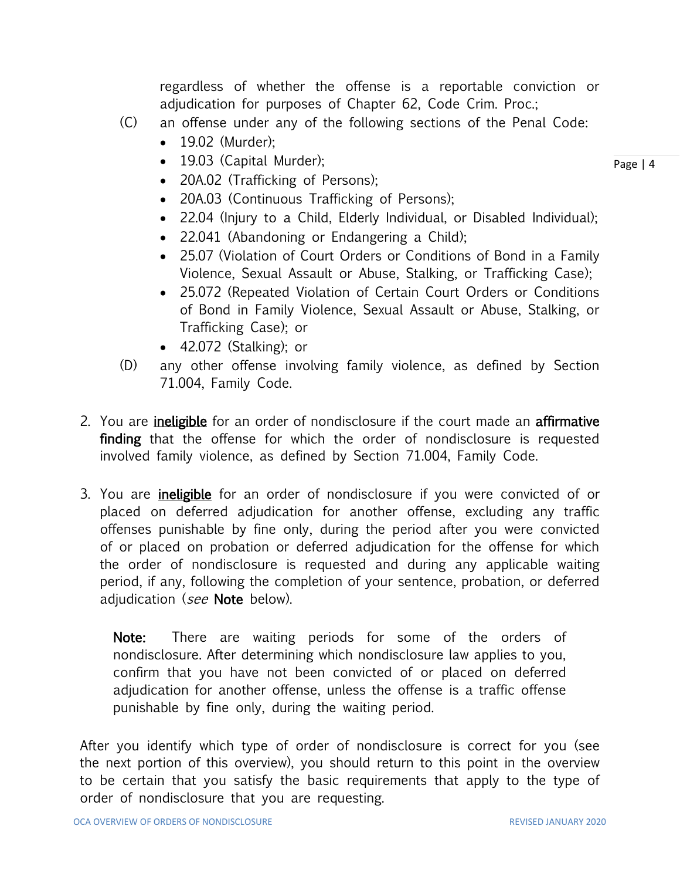regardless of whether the offense is a reportable conviction or adjudication for purposes of Chapter 62, Code Crim. Proc.;

(C) an offense under any of the following sections of the Penal Code:

- 19.02 (Murder);
- 19.03 (Capital Murder);
- 20A.02 (Trafficking of Persons);
- 20A.03 (Continuous Trafficking of Persons);
- 22.04 (Injury to a Child, Elderly Individual, or Disabled Individual);
- 22.041 (Abandoning or Endangering a Child);
- 25.07 (Violation of Court Orders or Conditions of Bond in a Family Violence, Sexual Assault or Abuse, Stalking, or Trafficking Case);
- 25.072 (Repeated Violation of Certain Court Orders or Conditions of Bond in Family Violence, Sexual Assault or Abuse, Stalking, or Trafficking Case); or
- 42.072 (Stalking); or

(D) any other offense involving family violence, as defined by Section 71.004, Family Code.

2. You are <u>**ineligible**</u> for an order of nondisclosure if the court made an **affirmative finding** that the offense for which the order of nondisclosure is requested involved family violence, as defined by Section 71.004, Family Code.

3. You are <u>**ineligible**</u> for an order of nondisclosure if you were convicted of or placed on deferred adjudication for another offense, excluding any traffic offenses punishable by fine only, during the period after you were convicted of or placed on probation or deferred adjudication for the offense for which the order of nondisclosure is requested and during any applicable waiting period, if any, following the completion of your sentence, probation, or deferred adjudication (*see* **Note** below).

   **Note:** There are waiting periods for some of the orders of nondisclosure. After determining which nondisclosure law applies to you, confirm that you have not been convicted of or placed on deferred adjudication for another offense, unless the offense is a traffic offense punishable by fine only, during the waiting period.

After you identify which type of order of nondisclosure is correct for you (see the next portion of this overview), you should return to this point in the overview to be certain that you satisfy the basic requirements that apply to the type of order of nondisclosure that you are requesting.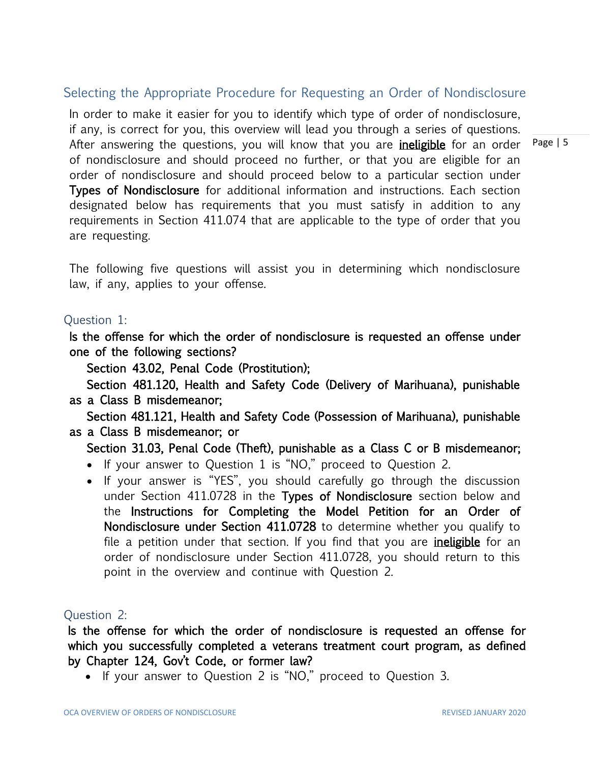## Selecting the Appropriate Procedure for Requesting an Order of Nondisclosure

In order to make it easier for you to identify which type of order of nondisclosure, if any, is correct for you, this overview will lead you through a series of questions. After answering the questions, you will know that you are **ineligible** for an order of nondisclosure and should proceed no further, or that you are eligible for an order of nondisclosure and should proceed below to a particular section under **Types of Nondisclosure** for additional information and instructions. Each section designated below has requirements that you must satisfy in addition to any requirements in Section 411.074 that are applicable to the type of order that you are requesting.

The following five questions will assist you in determining which nondisclosure law, if any, applies to your offense.

### Question 1:

**Is the offense for which the order of nondisclosure is requested an offense under one of the following sections?**

**Section 43.02, Penal Code (Prostitution);**

**Section 481.120, Health and Safety Code (Delivery of Marihuana), punishable as a Class B misdemeanor;**

**Section 481.121, Health and Safety Code (Possession of Marihuana), punishable as a Class B misdemeanor; or**

**Section 31.03, Penal Code (Theft), punishable as a Class C or B misdemeanor;**

- If your answer to Question 1 is "NO," proceed to Question 2.
- If your answer is "YES", you should carefully go through the discussion under Section 411.0728 in the **Types of Nondisclosure** section below and the **Instructions for Completing the Model Petition for an Order of Nondisclosure under Section 411.0728** to determine whether you qualify to file a petition under that section. If you find that you are **ineligible** for an order of nondisclosure under Section 411.0728, you should return to this point in the overview and continue with Question 2.

### Question 2:

**Is the offense for which the order of nondisclosure is requested an offense for which you successfully completed a veterans treatment court program, as defined by Chapter 124, Gov't Code, or former law?**

- If your answer to Question 2 is "NO," proceed to Question 3.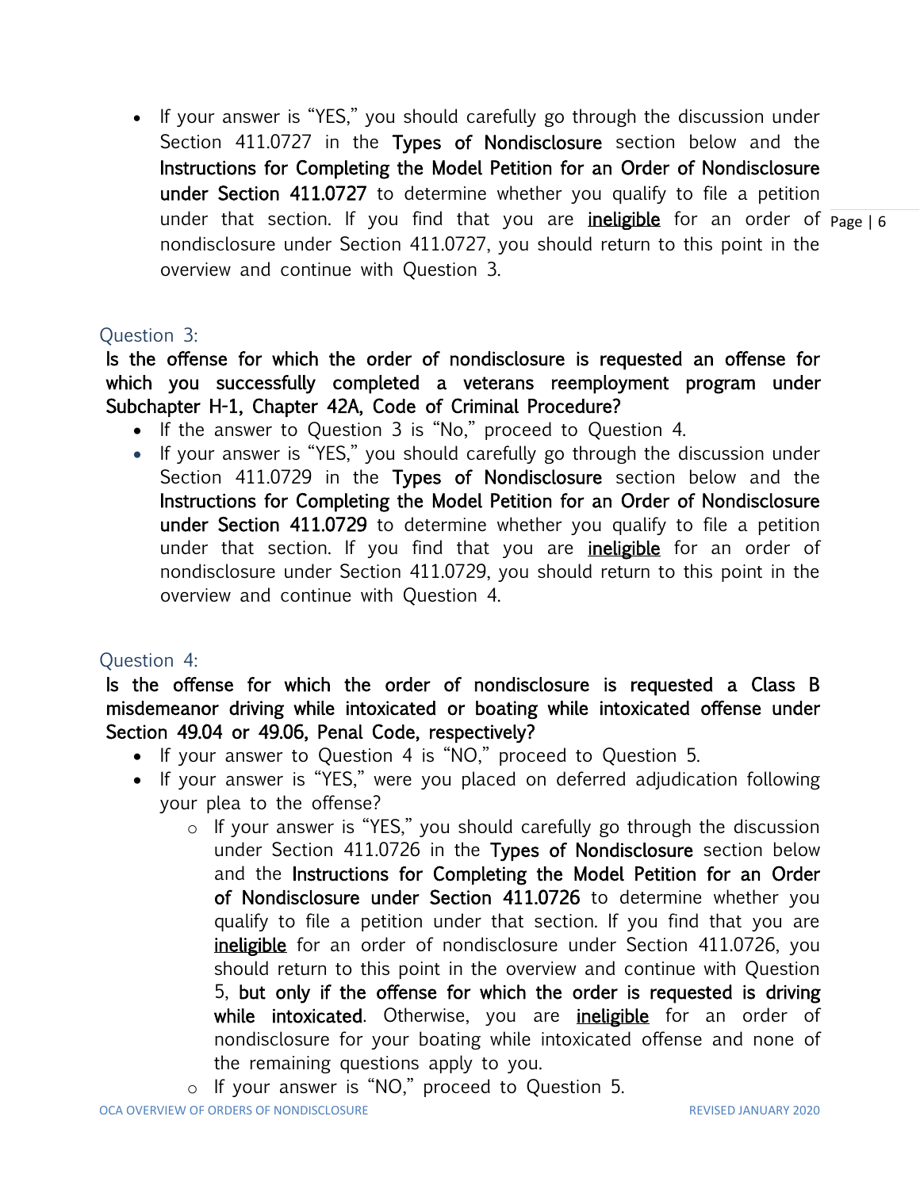- If your answer is "YES," you should carefully go through the discussion under Section 411.0727 in the **Types of Nondisclosure** section below and the **Instructions for Completing the Model Petition for an Order of Nondisclosure under Section 411.0727** to determine whether you qualify to file a petition under that section. If you find that you are **ineligible** for an order of nondisclosure under Section 411.0727, you should return to this point in the overview and continue with Question 3.

### Question 3:

**Is the offense for which the order of nondisclosure is requested an offense for which you successfully completed a veterans reemployment program under Subchapter H-1, Chapter 42A, Code of Criminal Procedure?**

- If the answer to Question 3 is "No," proceed to Question 4.
- If your answer is "YES," you should carefully go through the discussion under Section 411.0729 in the **Types of Nondisclosure** section below and the **Instructions for Completing the Model Petition for an Order of Nondisclosure under Section 411.0729** to determine whether you qualify to file a petition under that section. If you find that you are **ineligible** for an order of nondisclosure under Section 411.0729, you should return to this point in the overview and continue with Question 4.

### Question 4:

**Is the offense for which the order of nondisclosure is requested a Class B misdemeanor driving while intoxicated or boating while intoxicated offense under Section 49.04 or 49.06, Penal Code, respectively?**

- If your answer to Question 4 is "NO," proceed to Question 5.
- If your answer is "YES," were you placed on deferred adjudication following your plea to the offense?
  - If your answer is "YES," you should carefully go through the discussion under Section 411.0726 in the **Types of Nondisclosure** section below and the **Instructions for Completing the Model Petition for an Order of Nondisclosure under Section 411.0726** to determine whether you qualify to file a petition under that section. If you find that you are **ineligible** for an order of nondisclosure under Section 411.0726, you should return to this point in the overview and continue with Question 5, **but only if the offense for which the order is requested is driving while intoxicated**. Otherwise, you are **ineligible** for an order of nondisclosure for your boating while intoxicated offense and none of the remaining questions apply to you.
  - If your answer is "NO," proceed to Question 5.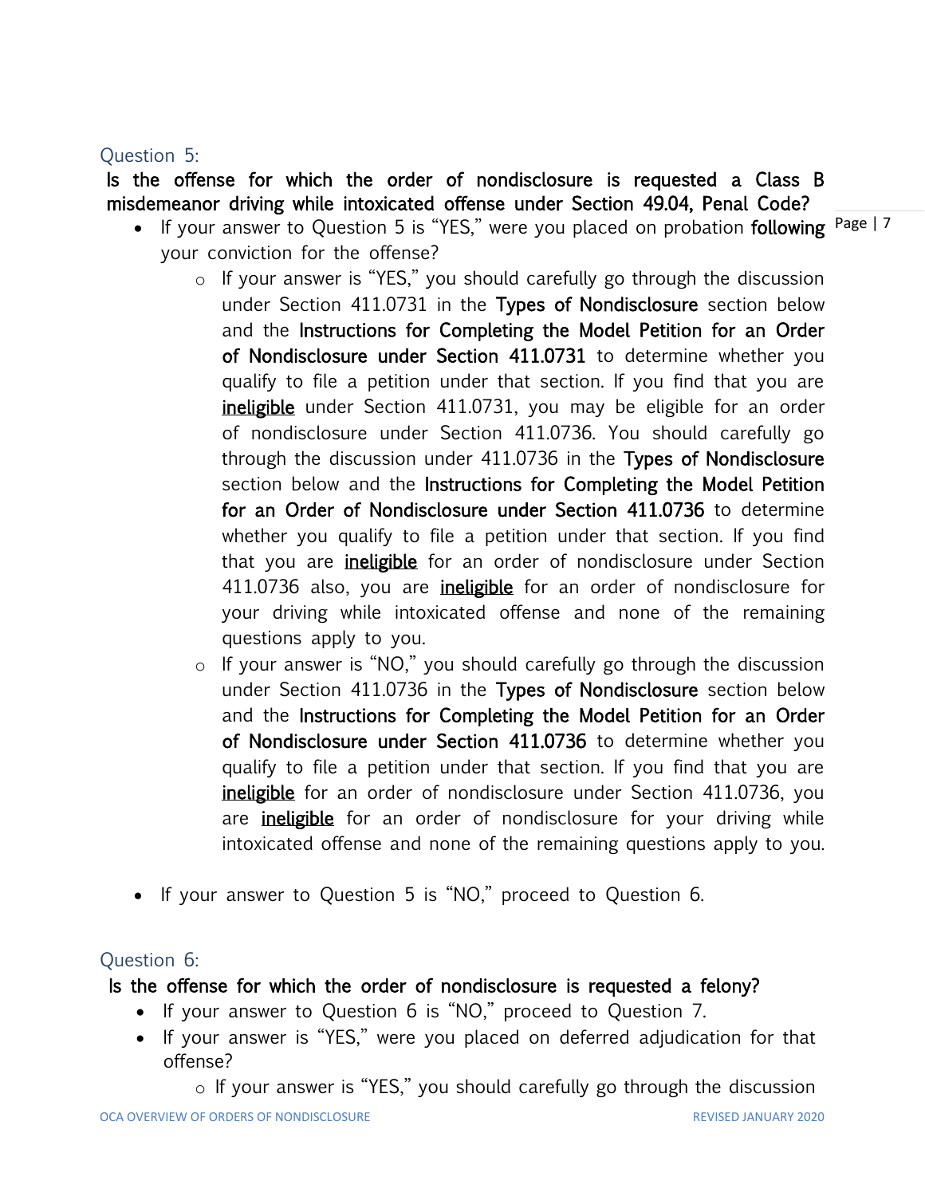### Question 5:

**Is the offense for which the order of nondisclosure is requested a Class B misdemeanor driving while intoxicated offense under Section 49.04, Penal Code?**

- If your answer to Question 5 is "YES," were you placed on probation **following** your conviction for the offense?
  - If your answer is "YES," you should carefully go through the discussion under Section 411.0731 in the **Types of Nondisclosure** section below and the **Instructions for Completing the Model Petition for an Order of Nondisclosure under Section 411.0731** to determine whether you qualify to file a petition under that section. If you find that you are <u>**ineligible**</u> under Section 411.0731, you may be eligible for an order of nondisclosure under Section 411.0736. You should carefully go through the discussion under 411.0736 in the **Types of Nondisclosure** section below and the **Instructions for Completing the Model Petition for an Order of Nondisclosure under Section 411.0736** to determine whether you qualify to file a petition under that section. If you find that you are <u>**ineligible**</u> for an order of nondisclosure under Section 411.0736 also, you are <u>**ineligible**</u> for an order of nondisclosure for your driving while intoxicated offense and none of the remaining questions apply to you.
  - If your answer is "NO," you should carefully go through the discussion under Section 411.0736 in the **Types of Nondisclosure** section below and the **Instructions for Completing the Model Petition for an Order of Nondisclosure under Section 411.0736** to determine whether you qualify to file a petition under that section. If you find that you are <u>**ineligible**</u> for an order of nondisclosure under Section 411.0736, you are <u>**ineligible**</u> for an order of nondisclosure for your driving while intoxicated offense and none of the remaining questions apply to you.

- If your answer to Question 5 is "NO," proceed to Question 6.

### Question 6:

**Is the offense for which the order of nondisclosure is requested a felony?**

- If your answer to Question 6 is "NO," proceed to Question 7.
- If your answer is "YES," were you placed on deferred adjudication for that offense?
  - If your answer is "YES," you should carefully go through the discussion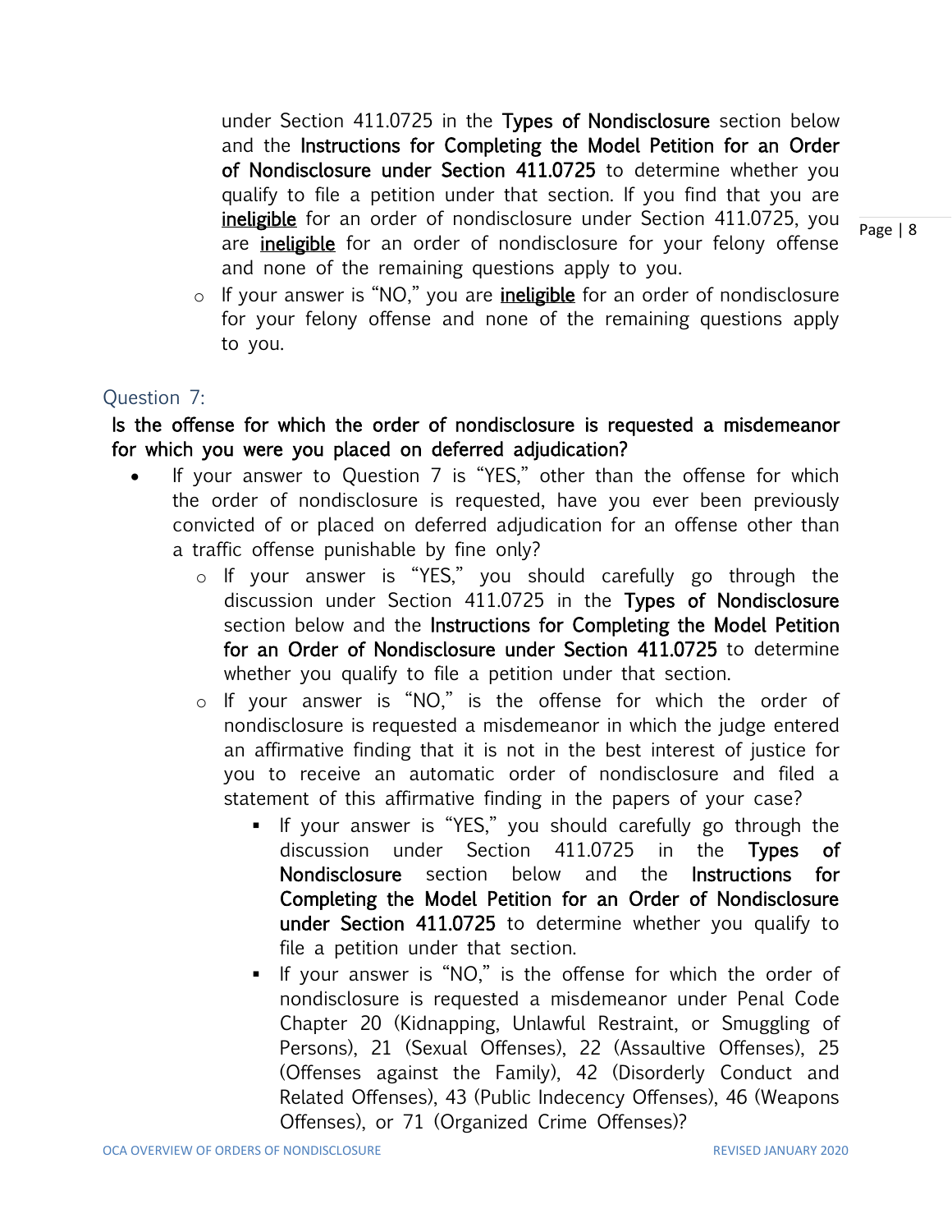under Section 411.0725 in the **Types of Nondisclosure** section below and the **Instructions for Completing the Model Petition for an Order of Nondisclosure under Section 411.0725** to determine whether you qualify to file a petition under that section. If you find that you are <u>**ineligible**</u> for an order of nondisclosure under Section 411.0725, you are <u>**ineligible**</u> for an order of nondisclosure for your felony offense and none of the remaining questions apply to you.

- If your answer is "NO," you are <u>**ineligible**</u> for an order of nondisclosure for your felony offense and none of the remaining questions apply to you.

### Question 7:

**Is the offense for which the order of nondisclosure is requested a misdemeanor for which you were you placed on deferred adjudication?**

- If your answer to Question 7 is "YES," other than the offense for which the order of nondisclosure is requested, have you ever been previously convicted of or placed on deferred adjudication for an offense other than a traffic offense punishable by fine only?
  - If your answer is "YES," you should carefully go through the discussion under Section 411.0725 in the **Types of Nondisclosure** section below and the **Instructions for Completing the Model Petition for an Order of Nondisclosure under Section 411.0725** to determine whether you qualify to file a petition under that section.
  - If your answer is "NO," is the offense for which the order of nondisclosure is requested a misdemeanor in which the judge entered an affirmative finding that it is not in the best interest of justice for you to receive an automatic order of nondisclosure and filed a statement of this affirmative finding in the papers of your case?
    - If your answer is "YES," you should carefully go through the discussion under Section 411.0725 in the **Types of Nondisclosure** section below and the **Instructions for Completing the Model Petition for an Order of Nondisclosure under Section 411.0725** to determine whether you qualify to file a petition under that section.
    - If your answer is "NO," is the offense for which the order of nondisclosure is requested a misdemeanor under Penal Code Chapter 20 (Kidnapping, Unlawful Restraint, or Smuggling of Persons), 21 (Sexual Offenses), 22 (Assaultive Offenses), 25 (Offenses against the Family), 42 (Disorderly Conduct and Related Offenses), 43 (Public Indecency Offenses), 46 (Weapons Offenses), or 71 (Organized Crime Offenses)?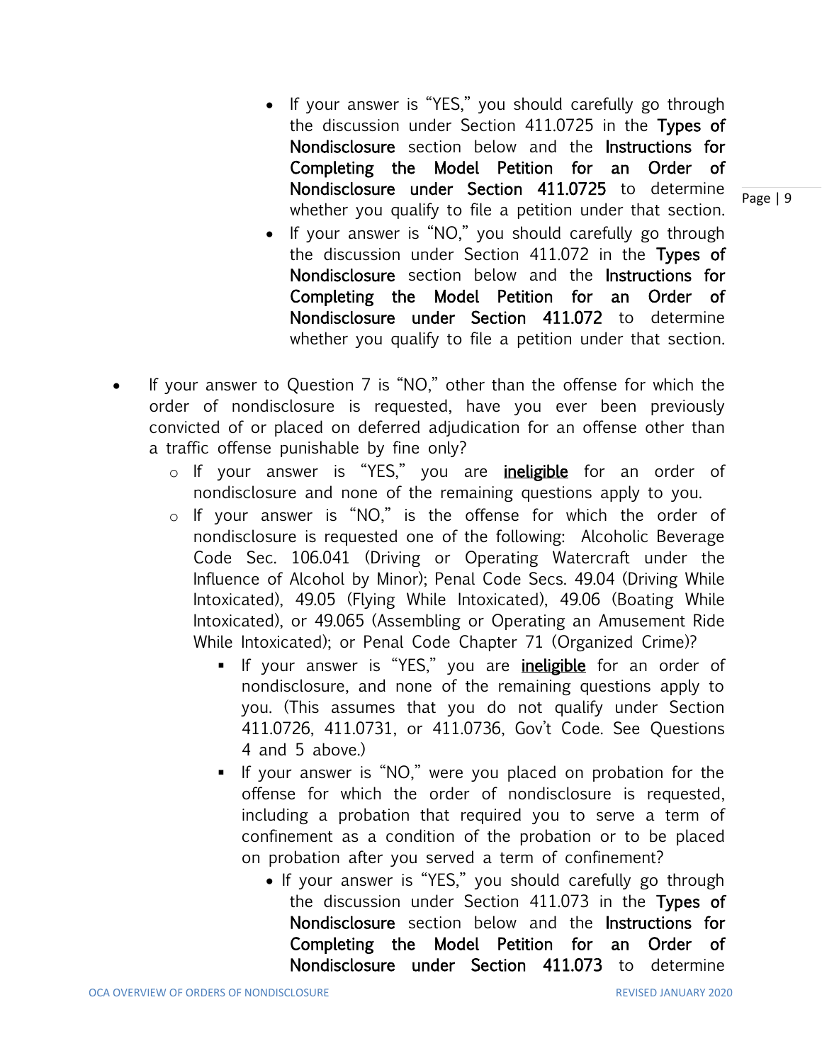- If your answer is "YES," you should carefully go through the discussion under Section 411.0725 in the **Types of Nondisclosure** section below and the **Instructions for Completing the Model Petition for an Order of Nondisclosure under Section 411.0725** to determine whether you qualify to file a petition under that section.
- If your answer is "NO," you should carefully go through the discussion under Section 411.072 in the **Types of Nondisclosure** section below and the **Instructions for Completing the Model Petition for an Order of Nondisclosure under Section 411.072** to determine whether you qualify to file a petition under that section.

- If your answer to Question 7 is "NO," other than the offense for which the order of nondisclosure is requested, have you ever been previously convicted of or placed on deferred adjudication for an offense other than a traffic offense punishable by fine only?
  - If your answer is "YES," you are **<u>ineligible</u>** for an order of nondisclosure and none of the remaining questions apply to you.
  - If your answer is "NO," is the offense for which the order of nondisclosure is requested one of the following: Alcoholic Beverage Code Sec. 106.041 (Driving or Operating Watercraft under the Influence of Alcohol by Minor); Penal Code Secs. 49.04 (Driving While Intoxicated), 49.05 (Flying While Intoxicated), 49.06 (Boating While Intoxicated), or 49.065 (Assembling or Operating an Amusement Ride While Intoxicated); or Penal Code Chapter 71 (Organized Crime)?
    - If your answer is "YES," you are **<u>ineligible</u>** for an order of nondisclosure, and none of the remaining questions apply to you. (This assumes that you do not qualify under Section 411.0726, 411.0731, or 411.0736, Gov't Code. See Questions 4 and 5 above.)
    - If your answer is "NO," were you placed on probation for the offense for which the order of nondisclosure is requested, including a probation that required you to serve a term of confinement as a condition of the probation or to be placed on probation after you served a term of confinement?
      - If your answer is "YES," you should carefully go through the discussion under Section 411.073 in the **Types of Nondisclosure** section below and the **Instructions for Completing the Model Petition for an Order of Nondisclosure under Section 411.073** to determine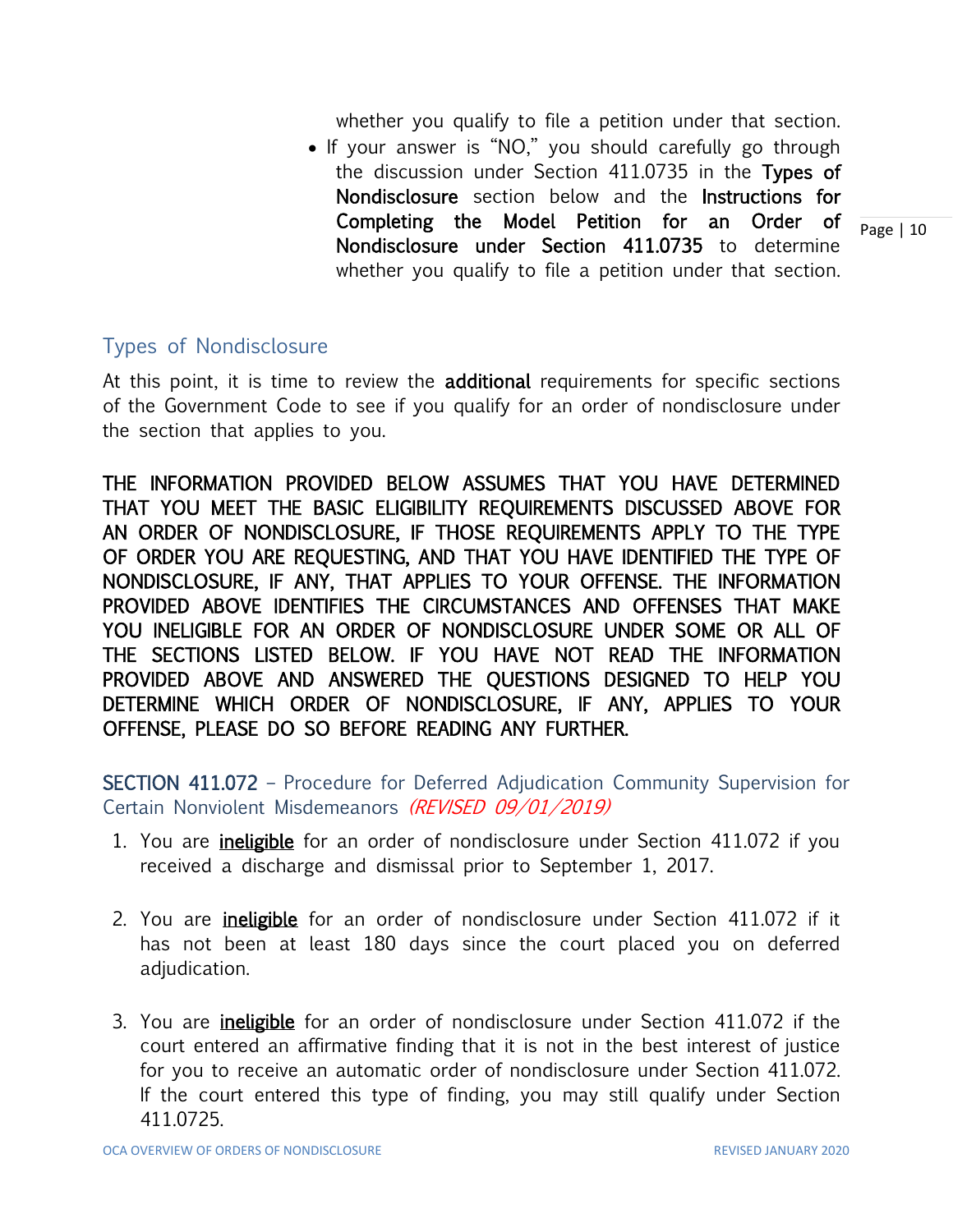whether you qualify to file a petition under that section.

- If your answer is "NO," you should carefully go through the discussion under Section 411.0735 in the **Types of Nondisclosure** section below and the **Instructions for Completing the Model Petition for an Order of Nondisclosure under Section 411.0735** to determine whether you qualify to file a petition under that section.

## Types of Nondisclosure

At this point, it is time to review the **additional** requirements for specific sections of the Government Code to see if you qualify for an order of nondisclosure under the section that applies to you.

**THE INFORMATION PROVIDED BELOW ASSUMES THAT YOU HAVE DETERMINED THAT YOU MEET THE BASIC ELIGIBILITY REQUIREMENTS DISCUSSED ABOVE FOR AN ORDER OF NONDISCLOSURE, IF THOSE REQUIREMENTS APPLY TO THE TYPE OF ORDER YOU ARE REQUESTING, AND THAT YOU HAVE IDENTIFIED THE TYPE OF NONDISCLOSURE, IF ANY, THAT APPLIES TO YOUR OFFENSE. THE INFORMATION PROVIDED ABOVE IDENTIFIES THE CIRCUMSTANCES AND OFFENSES THAT MAKE YOU INELIGIBLE FOR AN ORDER OF NONDISCLOSURE UNDER SOME OR ALL OF THE SECTIONS LISTED BELOW. IF YOU HAVE NOT READ THE INFORMATION PROVIDED ABOVE AND ANSWERED THE QUESTIONS DESIGNED TO HELP YOU DETERMINE WHICH ORDER OF NONDISCLOSURE, IF ANY, APPLIES TO YOUR OFFENSE, PLEASE DO SO BEFORE READING ANY FURTHER.**

### **SECTION 411.072** – Procedure for Deferred Adjudication Community Supervision for Certain Nonviolent Misdemeanors *(REVISED 09/01/2019)*

1. You are **ineligible** for an order of nondisclosure under Section 411.072 if you received a discharge and dismissal prior to September 1, 2017.

2. You are **ineligible** for an order of nondisclosure under Section 411.072 if it has not been at least 180 days since the court placed you on deferred adjudication.

3. You are **ineligible** for an order of nondisclosure under Section 411.072 if the court entered an affirmative finding that it is not in the best interest of justice for you to receive an automatic order of nondisclosure under Section 411.072. If the court entered this type of finding, you may still qualify under Section 411.0725.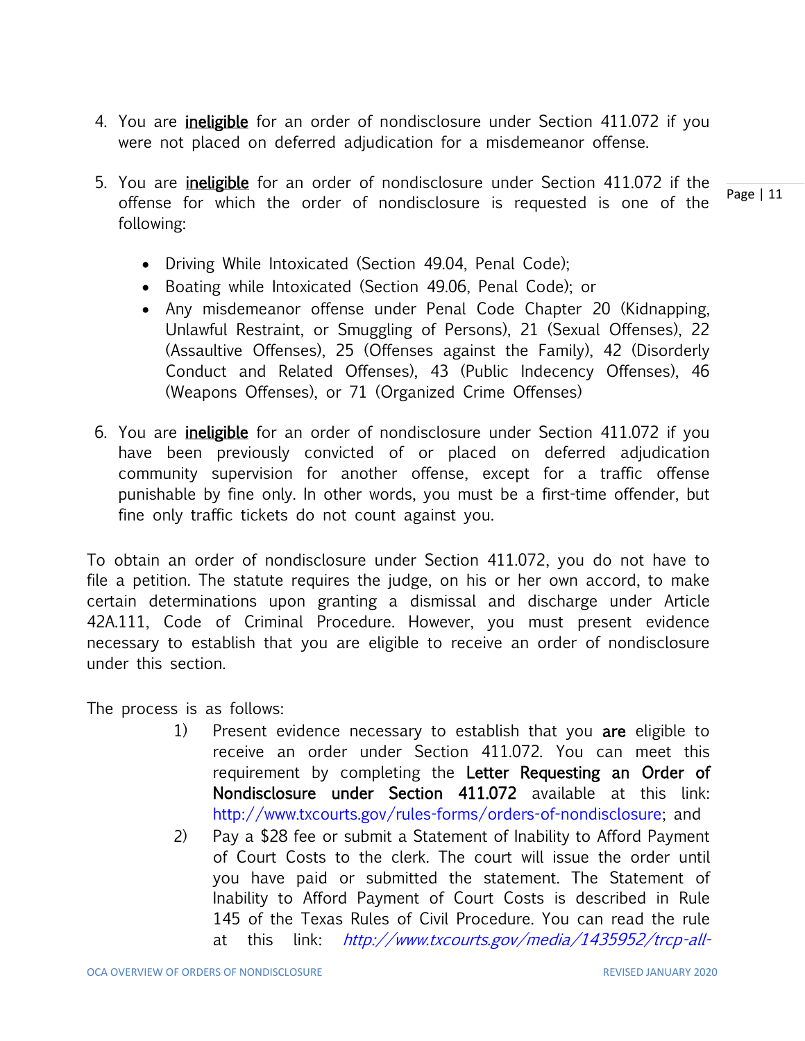4. You are **ineligible** for an order of nondisclosure under Section 411.072 if you were not placed on deferred adjudication for a misdemeanor offense.

5. You are **ineligible** for an order of nondisclosure under Section 411.072 if the offense for which the order of nondisclosure is requested is one of the following:

   - Driving While Intoxicated (Section 49.04, Penal Code);
   - Boating while Intoxicated (Section 49.06, Penal Code); or
   - Any misdemeanor offense under Penal Code Chapter 20 (Kidnapping, Unlawful Restraint, or Smuggling of Persons), 21 (Sexual Offenses), 22 (Assaultive Offenses), 25 (Offenses against the Family), 42 (Disorderly Conduct and Related Offenses), 43 (Public Indecency Offenses), 46 (Weapons Offenses), or 71 (Organized Crime Offenses)

6. You are **ineligible** for an order of nondisclosure under Section 411.072 if you have been previously convicted of or placed on deferred adjudication community supervision for another offense, except for a traffic offense punishable by fine only. In other words, you must be a first-time offender, but fine only traffic tickets do not count against you.

To obtain an order of nondisclosure under Section 411.072, you do not have to file a petition. The statute requires the judge, on his or her own accord, to make certain determinations upon granting a dismissal and discharge under Article 42A.111, Code of Criminal Procedure. However, you must present evidence necessary to establish that you are eligible to receive an order of nondisclosure under this section.

The process is as follows:

1) Present evidence necessary to establish that you **are** eligible to receive an order under Section 411.072. You can meet this requirement by completing the **Letter Requesting an Order of Nondisclosure under Section 411.072** available at this link: http://www.txcourts.gov/rules-forms/orders-of-nondisclosure; and
2) Pay a $28 fee or submit a Statement of Inability to Afford Payment of Court Costs to the clerk. The court will issue the order until you have paid or submitted the statement. The Statement of Inability to Afford Payment of Court Costs is described in Rule 145 of the Texas Rules of Civil Procedure. You can read the rule at this link: *http://www.txcourts.gov/media/1435952/trcp-all-*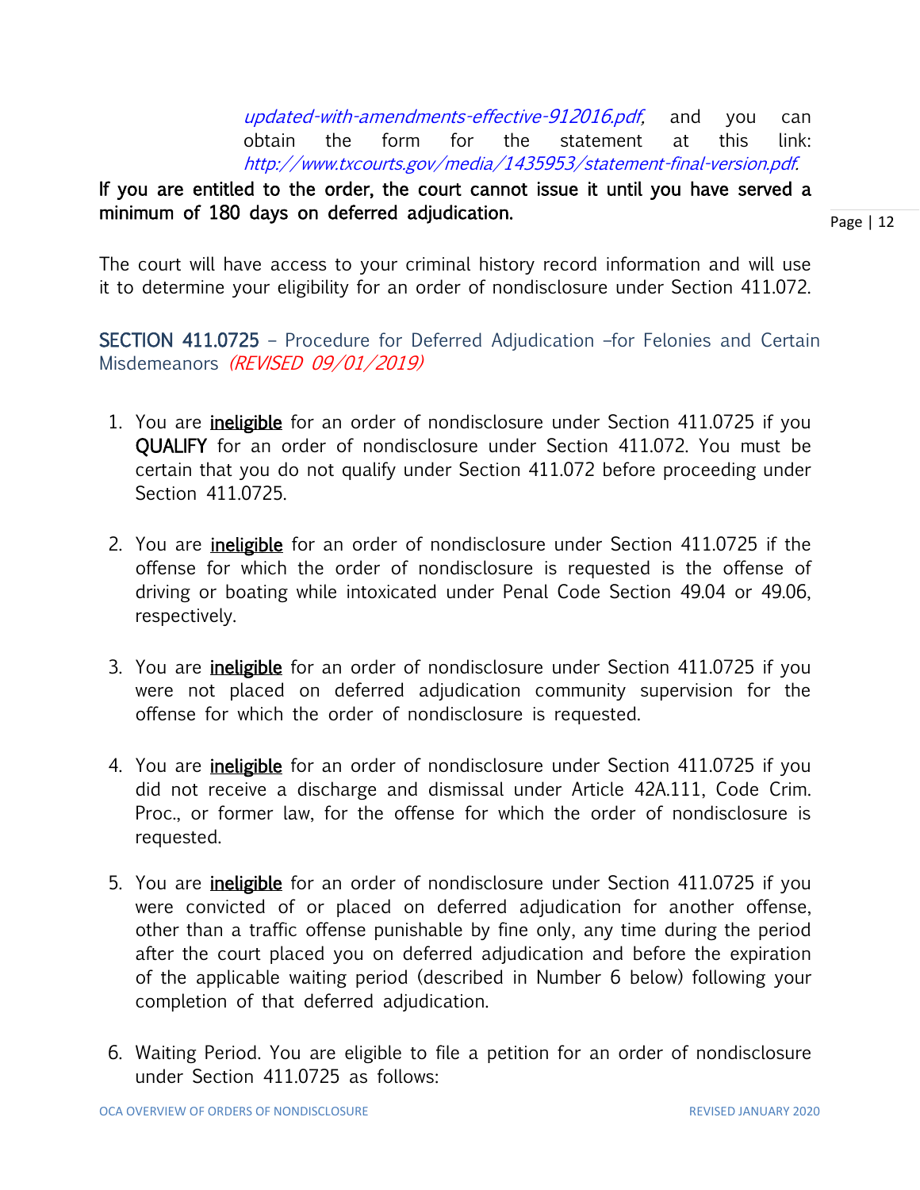*updated-with-amendments-effective-912016.pdf,* and you can obtain the form for the statement at this link: *http://www.txcourts.gov/media/1435953/statement-final-version.pdf.*

**If you are entitled to the order, the court cannot issue it until you have served a minimum of 180 days on deferred adjudication.**

The court will have access to your criminal history record information and will use it to determine your eligibility for an order of nondisclosure under Section 411.072.

## SECTION 411.0725 – Procedure for Deferred Adjudication –for Felonies and Certain Misdemeanors *(REVISED 09/01/2019)*

1. You are **ineligible** for an order of nondisclosure under Section 411.0725 if you **QUALIFY** for an order of nondisclosure under Section 411.072. You must be certain that you do not qualify under Section 411.072 before proceeding under Section 411.0725.

2. You are **ineligible** for an order of nondisclosure under Section 411.0725 if the offense for which the order of nondisclosure is requested is the offense of driving or boating while intoxicated under Penal Code Section 49.04 or 49.06, respectively.

3. You are **ineligible** for an order of nondisclosure under Section 411.0725 if you were not placed on deferred adjudication community supervision for the offense for which the order of nondisclosure is requested.

4. You are **ineligible** for an order of nondisclosure under Section 411.0725 if you did not receive a discharge and dismissal under Article 42A.111, Code Crim. Proc., or former law, for the offense for which the order of nondisclosure is requested.

5. You are **ineligible** for an order of nondisclosure under Section 411.0725 if you were convicted of or placed on deferred adjudication for another offense, other than a traffic offense punishable by fine only, any time during the period after the court placed you on deferred adjudication and before the expiration of the applicable waiting period (described in Number 6 below) following your completion of that deferred adjudication.

6. Waiting Period. You are eligible to file a petition for an order of nondisclosure under Section 411.0725 as follows: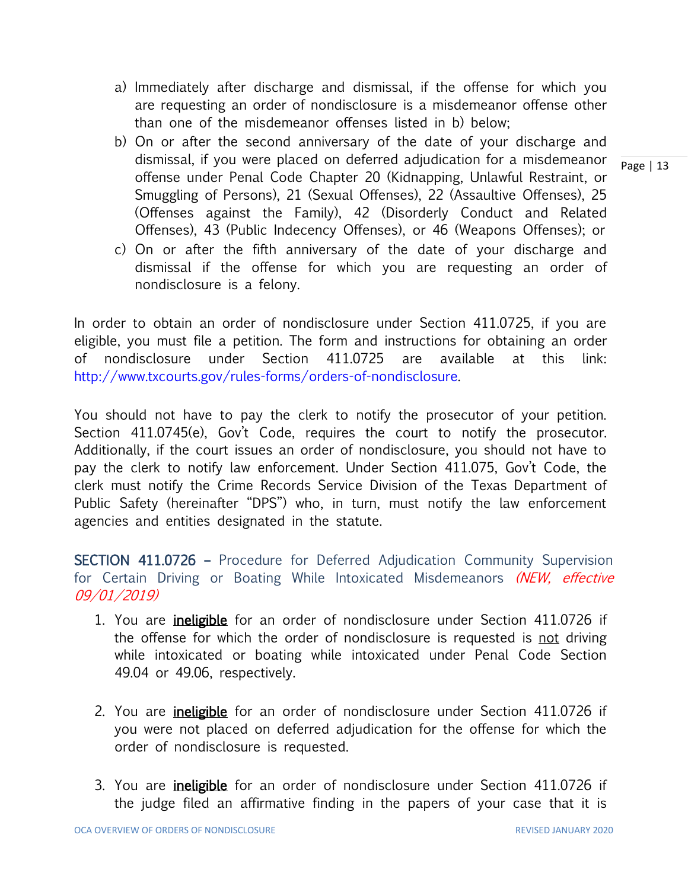a) Immediately after discharge and dismissal, if the offense for which you are requesting an order of nondisclosure is a misdemeanor offense other than one of the misdemeanor offenses listed in b) below;
b) On or after the second anniversary of the date of your discharge and dismissal, if you were placed on deferred adjudication for a misdemeanor offense under Penal Code Chapter 20 (Kidnapping, Unlawful Restraint, or Smuggling of Persons), 21 (Sexual Offenses), 22 (Assaultive Offenses), 25 (Offenses against the Family), 42 (Disorderly Conduct and Related Offenses), 43 (Public Indecency Offenses), or 46 (Weapons Offenses); or
c) On or after the fifth anniversary of the date of your discharge and dismissal if the offense for which you are requesting an order of nondisclosure is a felony.

In order to obtain an order of nondisclosure under Section 411.0725, if you are eligible, you must file a petition. The form and instructions for obtaining an order of nondisclosure under Section 411.0725 are available at this link: http://www.txcourts.gov/rules-forms/orders-of-nondisclosure.

You should not have to pay the clerk to notify the prosecutor of your petition. Section 411.0745(e), Gov't Code, requires the court to notify the prosecutor. Additionally, if the court issues an order of nondisclosure, you should not have to pay the clerk to notify law enforcement. Under Section 411.075, Gov't Code, the clerk must notify the Crime Records Service Division of the Texas Department of Public Safety (hereinafter "DPS") who, in turn, must notify the law enforcement agencies and entities designated in the statute.

## SECTION 411.0726 – Procedure for Deferred Adjudication Community Supervision for Certain Driving or Boating While Intoxicated Misdemeanors *(NEW, effective 09/01/2019)*

1. You are **ineligible** for an order of nondisclosure under Section 411.0726 if the offense for which the order of nondisclosure is requested is not driving while intoxicated or boating while intoxicated under Penal Code Section 49.04 or 49.06, respectively.

2. You are **ineligible** for an order of nondisclosure under Section 411.0726 if you were not placed on deferred adjudication for the offense for which the order of nondisclosure is requested.

3. You are **ineligible** for an order of nondisclosure under Section 411.0726 if the judge filed an affirmative finding in the papers of your case that it is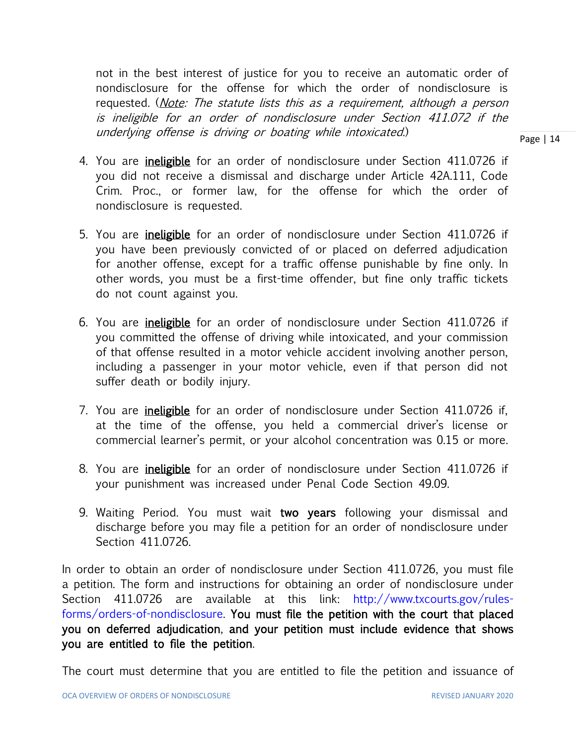not in the best interest of justice for you to receive an automatic order of nondisclosure for the offense for which the order of nondisclosure is requested. (*Note: The statute lists this as a requirement, although a person is ineligible for an order of nondisclosure under Section 411.072 if the underlying offense is driving or boating while intoxicated.*)

4. You are **ineligible** for an order of nondisclosure under Section 411.0726 if you did not receive a dismissal and discharge under Article 42A.111, Code Crim. Proc., or former law, for the offense for which the order of nondisclosure is requested.

5. You are **ineligible** for an order of nondisclosure under Section 411.0726 if you have been previously convicted of or placed on deferred adjudication for another offense, except for a traffic offense punishable by fine only. In other words, you must be a first-time offender, but fine only traffic tickets do not count against you.

6. You are **ineligible** for an order of nondisclosure under Section 411.0726 if you committed the offense of driving while intoxicated, and your commission of that offense resulted in a motor vehicle accident involving another person, including a passenger in your motor vehicle, even if that person did not suffer death or bodily injury.

7. You are **ineligible** for an order of nondisclosure under Section 411.0726 if, at the time of the offense, you held a commercial driver's license or commercial learner's permit, or your alcohol concentration was 0.15 or more.

8. You are **ineligible** for an order of nondisclosure under Section 411.0726 if your punishment was increased under Penal Code Section 49.09.

9. Waiting Period. You must wait **two years** following your dismissal and discharge before you may file a petition for an order of nondisclosure under Section 411.0726.

In order to obtain an order of nondisclosure under Section 411.0726, you must file a petition. The form and instructions for obtaining an order of nondisclosure under Section 411.0726 are available at this link: http://www.txcourts.gov/rules-forms/orders-of-nondisclosure. **You must file the petition with the court that placed you on deferred adjudication, and your petition must include evidence that shows you are entitled to file the petition.**

The court must determine that you are entitled to file the petition and issuance of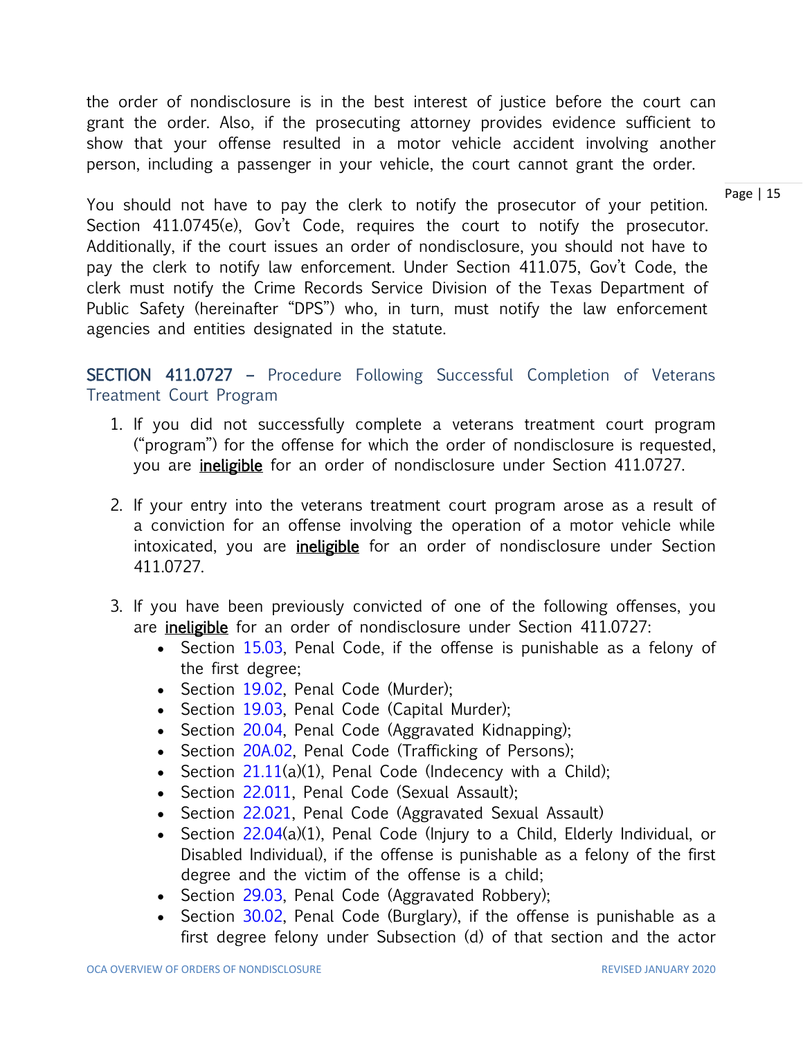the order of nondisclosure is in the best interest of justice before the court can grant the order. Also, if the prosecuting attorney provides evidence sufficient to show that your offense resulted in a motor vehicle accident involving another person, including a passenger in your vehicle, the court cannot grant the order.

You should not have to pay the clerk to notify the prosecutor of your petition. Section 411.0745(e), Gov't Code, requires the court to notify the prosecutor. Additionally, if the court issues an order of nondisclosure, you should not have to pay the clerk to notify law enforcement. Under Section 411.075, Gov't Code, the clerk must notify the Crime Records Service Division of the Texas Department of Public Safety (hereinafter "DPS") who, in turn, must notify the law enforcement agencies and entities designated in the statute.

## SECTION 411.0727 – Procedure Following Successful Completion of Veterans Treatment Court Program

1. If you did not successfully complete a veterans treatment court program ("program") for the offense for which the order of nondisclosure is requested, you are **ineligible** for an order of nondisclosure under Section 411.0727.

2. If your entry into the veterans treatment court program arose as a result of a conviction for an offense involving the operation of a motor vehicle while intoxicated, you are **ineligible** for an order of nondisclosure under Section 411.0727.

3. If you have been previously convicted of one of the following offenses, you are **ineligible** for an order of nondisclosure under Section 411.0727:
   - Section 15.03, Penal Code, if the offense is punishable as a felony of the first degree;
   - Section 19.02, Penal Code (Murder);
   - Section 19.03, Penal Code (Capital Murder);
   - Section 20.04, Penal Code (Aggravated Kidnapping);
   - Section 20A.02, Penal Code (Trafficking of Persons);
   - Section 21.11(a)(1), Penal Code (Indecency with a Child);
   - Section 22.011, Penal Code (Sexual Assault);
   - Section 22.021, Penal Code (Aggravated Sexual Assault)
   - Section 22.04(a)(1), Penal Code (Injury to a Child, Elderly Individual, or Disabled Individual), if the offense is punishable as a felony of the first degree and the victim of the offense is a child;
   - Section 29.03, Penal Code (Aggravated Robbery);
   - Section 30.02, Penal Code (Burglary), if the offense is punishable as a first degree felony under Subsection (d) of that section and the actor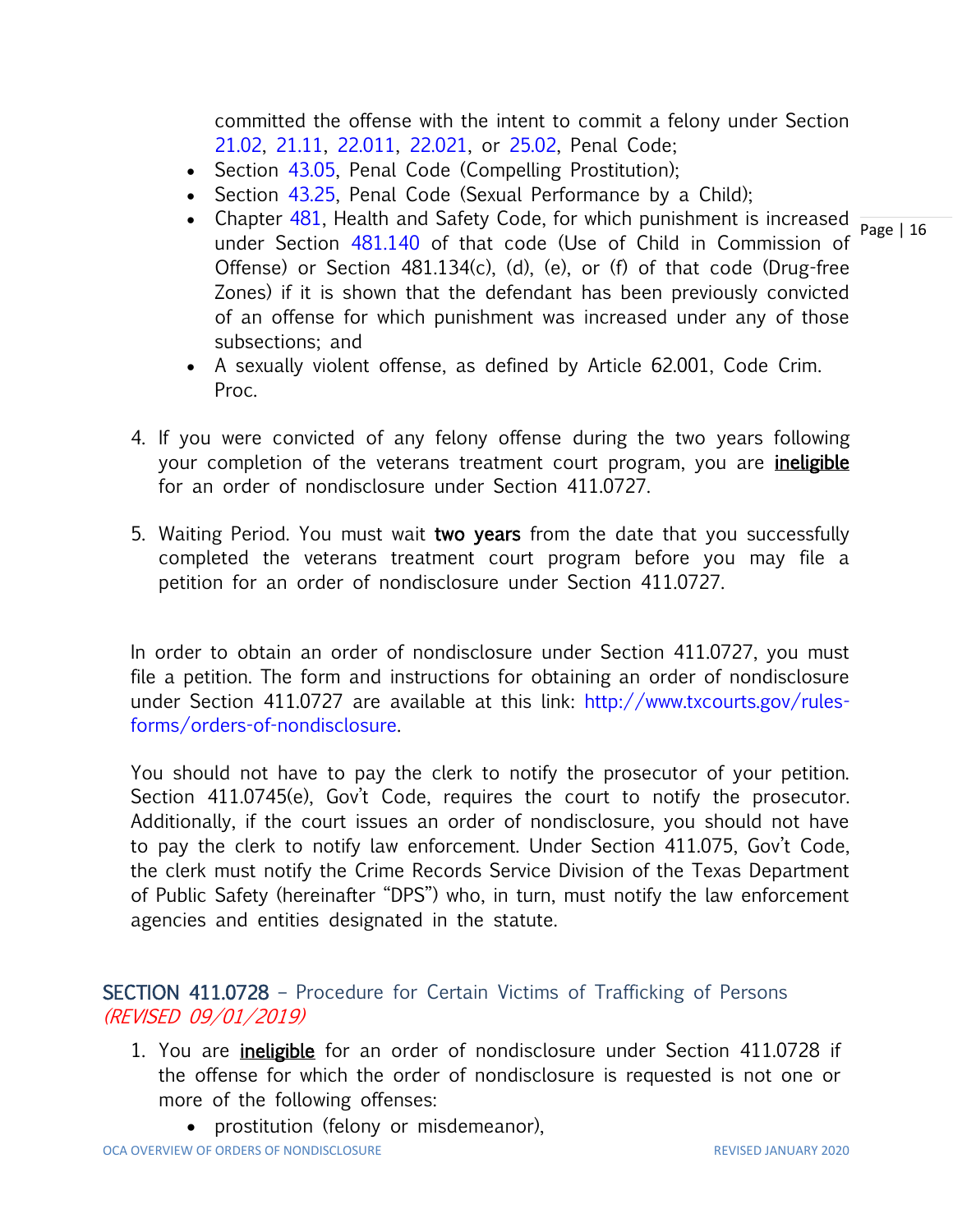committed the offense with the intent to commit a felony under Section 21.02, 21.11, 22.011, 22.021, or 25.02, Penal Code;

- Section 43.05, Penal Code (Compelling Prostitution);
- Section 43.25, Penal Code (Sexual Performance by a Child);
- Chapter 481, Health and Safety Code, for which punishment is increased under Section 481.140 of that code (Use of Child in Commission of Offense) or Section 481.134(c), (d), (e), or (f) of that code (Drug-free Zones) if it is shown that the defendant has been previously convicted of an offense for which punishment was increased under any of those subsections; and
- A sexually violent offense, as defined by Article 62.001, Code Crim. Proc.

4. If you were convicted of any felony offense during the two years following your completion of the veterans treatment court program, you are **ineligible** for an order of nondisclosure under Section 411.0727.

5. Waiting Period. You must wait **two years** from the date that you successfully completed the veterans treatment court program before you may file a petition for an order of nondisclosure under Section 411.0727.

In order to obtain an order of nondisclosure under Section 411.0727, you must file a petition. The form and instructions for obtaining an order of nondisclosure under Section 411.0727 are available at this link: http://www.txcourts.gov/rules-forms/orders-of-nondisclosure.

You should not have to pay the clerk to notify the prosecutor of your petition. Section 411.0745(e), Gov't Code, requires the court to notify the prosecutor. Additionally, if the court issues an order of nondisclosure, you should not have to pay the clerk to notify law enforcement. Under Section 411.075, Gov't Code, the clerk must notify the Crime Records Service Division of the Texas Department of Public Safety (hereinafter "DPS") who, in turn, must notify the law enforcement agencies and entities designated in the statute.

## SECTION 411.0728 – Procedure for Certain Victims of Trafficking of Persons *(REVISED 09/01/2019)*

1. You are **ineligible** for an order of nondisclosure under Section 411.0728 if the offense for which the order of nondisclosure is requested is not one or more of the following offenses:
   - prostitution (felony or misdemeanor),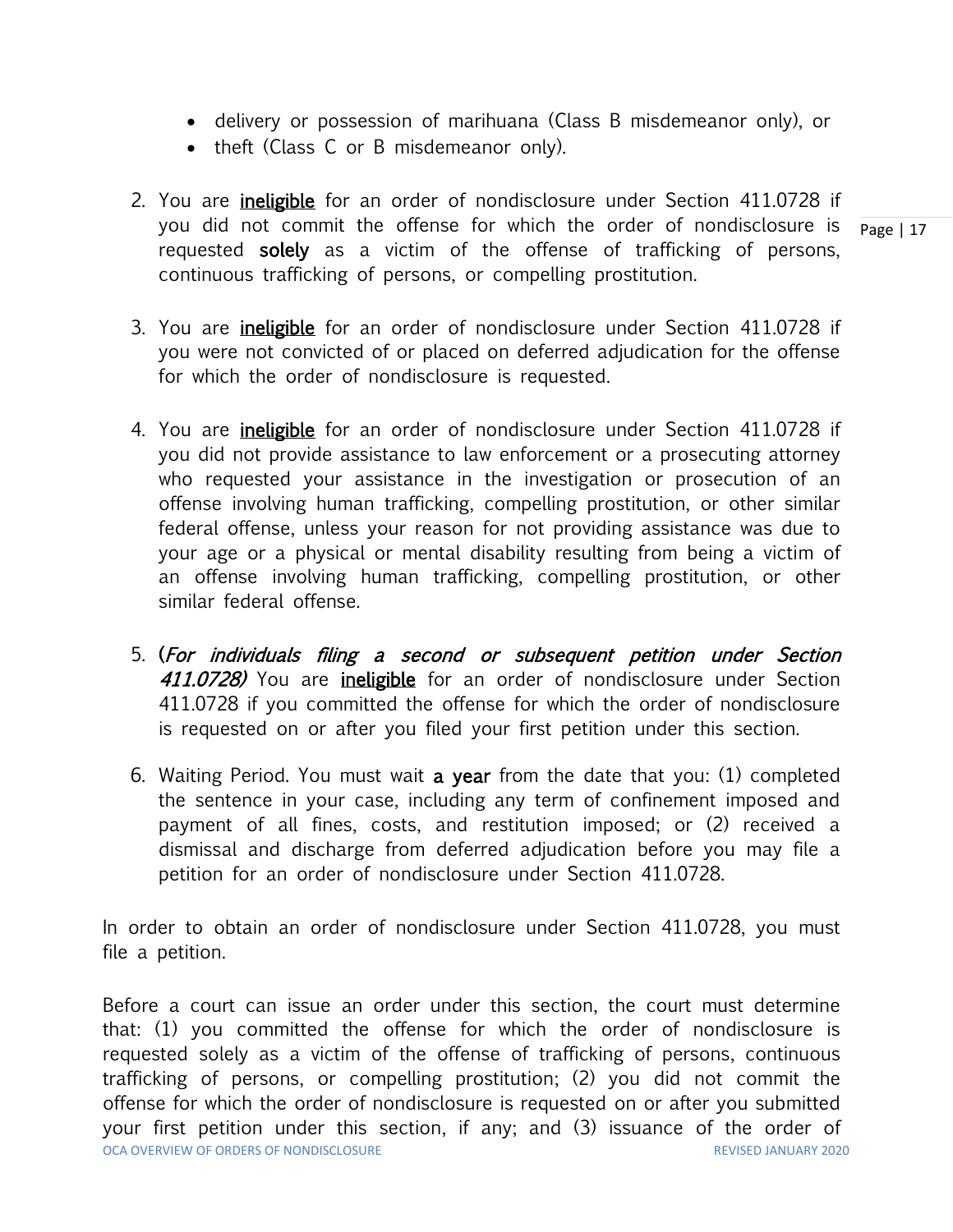- delivery or possession of marihuana (Class B misdemeanor only), or
- theft (Class C or B misdemeanor only).

2. You are **<u>ineligible</u>** for an order of nondisclosure under Section 411.0728 if you did not commit the offense for which the order of nondisclosure is requested **solely** as a victim of the offense of trafficking of persons, continuous trafficking of persons, or compelling prostitution.

3. You are **<u>ineligible</u>** for an order of nondisclosure under Section 411.0728 if you were not convicted of or placed on deferred adjudication for the offense for which the order of nondisclosure is requested.

4. You are **<u>ineligible</u>** for an order of nondisclosure under Section 411.0728 if you did not provide assistance to law enforcement or a prosecuting attorney who requested your assistance in the investigation or prosecution of an offense involving human trafficking, compelling prostitution, or other similar federal offense, unless your reason for not providing assistance was due to your age or a physical or mental disability resulting from being a victim of an offense involving human trafficking, compelling prostitution, or other similar federal offense.

5. **(***For individuals filing a second or subsequent petition under Section* ***411.0728)*** You are **<u>ineligible</u>** for an order of nondisclosure under Section 411.0728 if you committed the offense for which the order of nondisclosure is requested on or after you filed your first petition under this section.

6. Waiting Period. You must wait **a year** from the date that you: (1) completed the sentence in your case, including any term of confinement imposed and payment of all fines, costs, and restitution imposed; or (2) received a dismissal and discharge from deferred adjudication before you may file a petition for an order of nondisclosure under Section 411.0728.

In order to obtain an order of nondisclosure under Section 411.0728, you must file a petition.

Before a court can issue an order under this section, the court must determine that: (1) you committed the offense for which the order of nondisclosure is requested solely as a victim of the offense of trafficking of persons, continuous trafficking of persons, or compelling prostitution; (2) you did not commit the offense for which the order of nondisclosure is requested on or after you submitted your first petition under this section, if any; and (3) issuance of the order of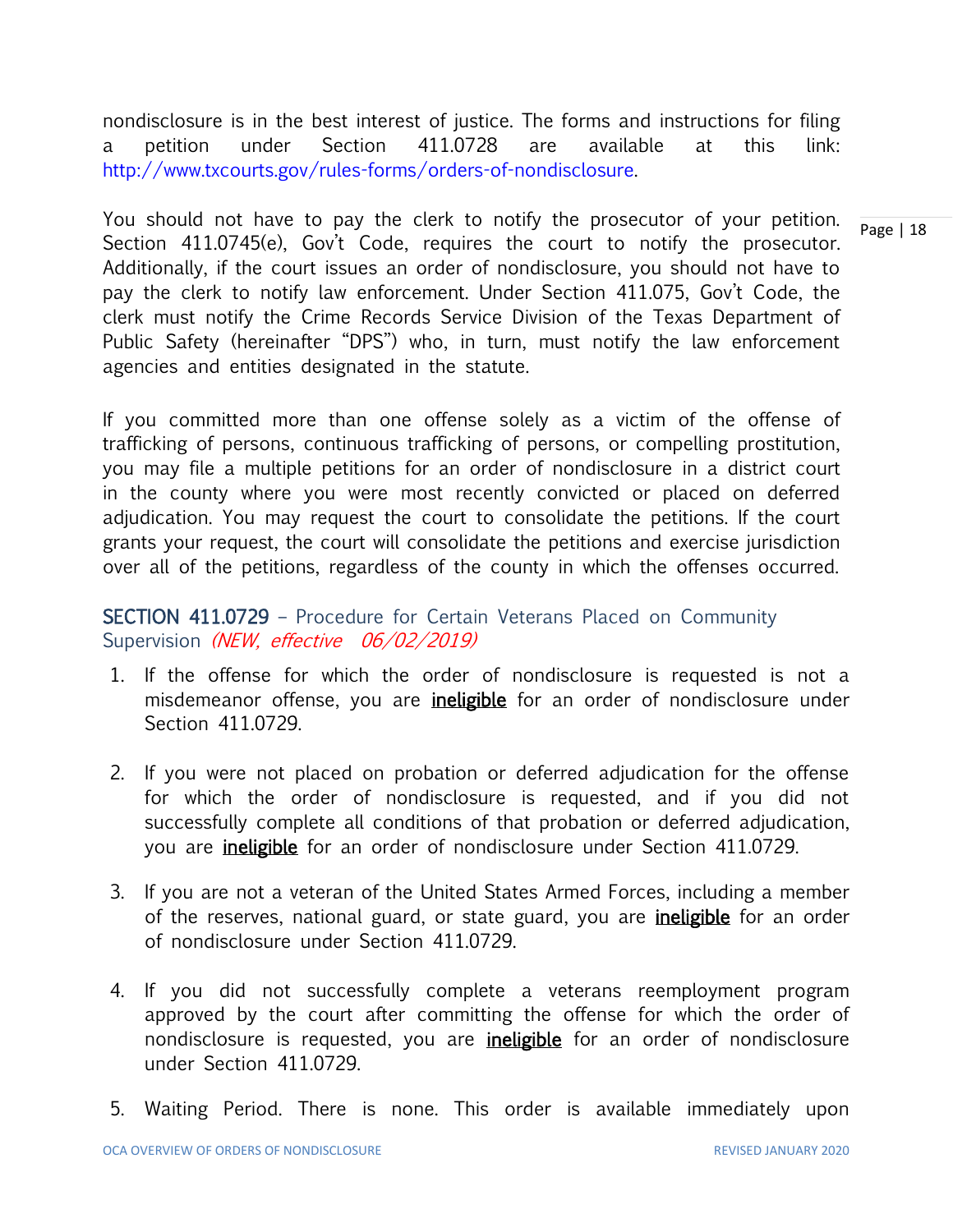nondisclosure is in the best interest of justice. The forms and instructions for filing a petition under Section 411.0728 are available at this link: http://www.txcourts.gov/rules-forms/orders-of-nondisclosure.

You should not have to pay the clerk to notify the prosecutor of your petition. Section 411.0745(e), Gov't Code, requires the court to notify the prosecutor. Additionally, if the court issues an order of nondisclosure, you should not have to pay the clerk to notify law enforcement. Under Section 411.075, Gov't Code, the clerk must notify the Crime Records Service Division of the Texas Department of Public Safety (hereinafter "DPS") who, in turn, must notify the law enforcement agencies and entities designated in the statute.

If you committed more than one offense solely as a victim of the offense of trafficking of persons, continuous trafficking of persons, or compelling prostitution, you may file a multiple petitions for an order of nondisclosure in a district court in the county where you were most recently convicted or placed on deferred adjudication. You may request the court to consolidate the petitions. If the court grants your request, the court will consolidate the petitions and exercise jurisdiction over all of the petitions, regardless of the county in which the offenses occurred.

### SECTION 411.0729 – Procedure for Certain Veterans Placed on Community Supervision *(NEW, effective 06/02/2019)*

1. If the offense for which the order of nondisclosure is requested is not a misdemeanor offense, you are **ineligible** for an order of nondisclosure under Section 411.0729.

2. If you were not placed on probation or deferred adjudication for the offense for which the order of nondisclosure is requested, and if you did not successfully complete all conditions of that probation or deferred adjudication, you are **ineligible** for an order of nondisclosure under Section 411.0729.

3. If you are not a veteran of the United States Armed Forces, including a member of the reserves, national guard, or state guard, you are **ineligible** for an order of nondisclosure under Section 411.0729.

4. If you did not successfully complete a veterans reemployment program approved by the court after committing the offense for which the order of nondisclosure is requested, you are **ineligible** for an order of nondisclosure under Section 411.0729.

5. Waiting Period. There is none. This order is available immediately upon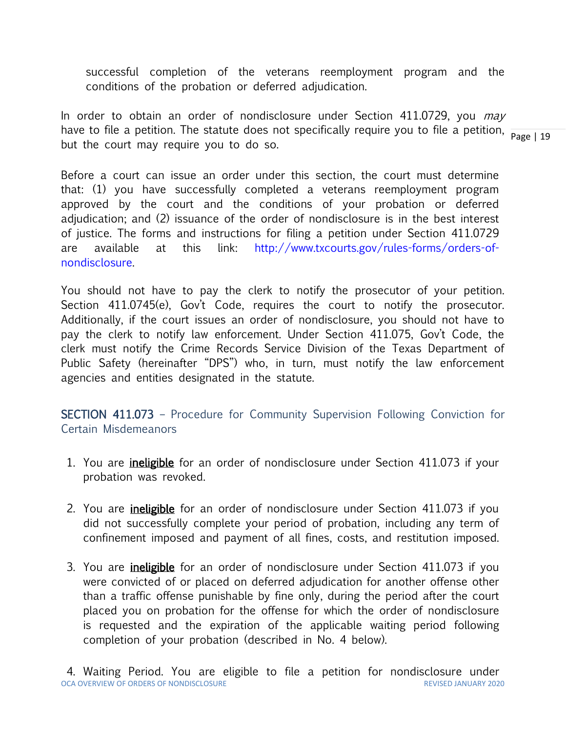successful completion of the veterans reemployment program and the conditions of the probation or deferred adjudication.

In order to obtain an order of nondisclosure under Section 411.0729, you *may* have to file a petition. The statute does not specifically require you to file a petition, but the court may require you to do so.

Before a court can issue an order under this section, the court must determine that: (1) you have successfully completed a veterans reemployment program approved by the court and the conditions of your probation or deferred adjudication; and (2) issuance of the order of nondisclosure is in the best interest of justice. The forms and instructions for filing a petition under Section 411.0729 are available at this link: http://www.txcourts.gov/rules-forms/orders-of-nondisclosure.

You should not have to pay the clerk to notify the prosecutor of your petition. Section 411.0745(e), Gov't Code, requires the court to notify the prosecutor. Additionally, if the court issues an order of nondisclosure, you should not have to pay the clerk to notify law enforcement. Under Section 411.075, Gov't Code, the clerk must notify the Crime Records Service Division of the Texas Department of Public Safety (hereinafter "DPS") who, in turn, must notify the law enforcement agencies and entities designated in the statute.

### SECTION 411.073 – Procedure for Community Supervision Following Conviction for Certain Misdemeanors

1. You are <u>**ineligible**</u> for an order of nondisclosure under Section 411.073 if your probation was revoked.

2. You are <u>**ineligible**</u> for an order of nondisclosure under Section 411.073 if you did not successfully complete your period of probation, including any term of confinement imposed and payment of all fines, costs, and restitution imposed.

3. You are <u>**ineligible**</u> for an order of nondisclosure under Section 411.073 if you were convicted of or placed on deferred adjudication for another offense other than a traffic offense punishable by fine only, during the period after the court placed you on probation for the offense for which the order of nondisclosure is requested and the expiration of the applicable waiting period following completion of your probation (described in No. 4 below).

4. Waiting Period. You are eligible to file a petition for nondisclosure under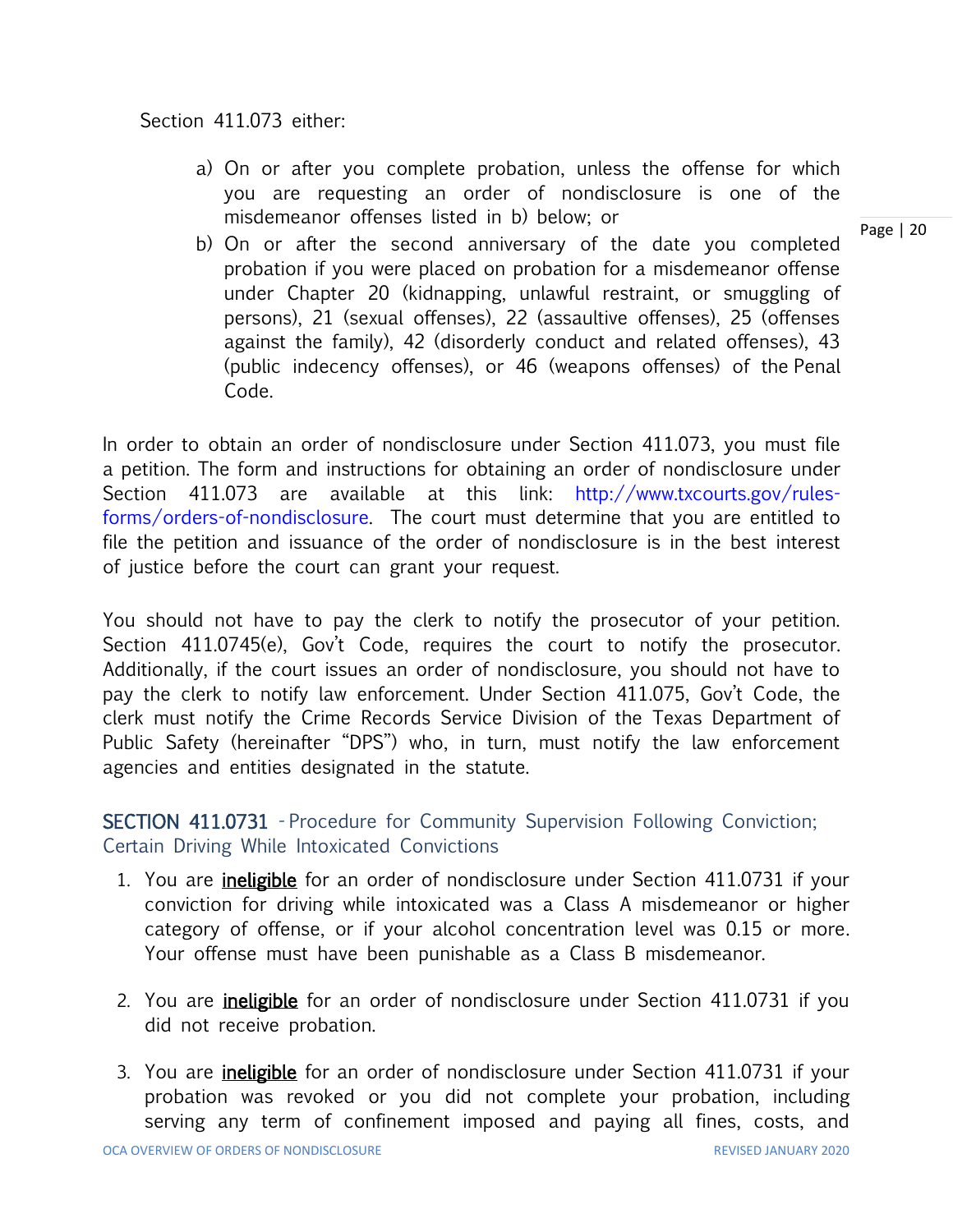Section 411.073 either:

a) On or after you complete probation, unless the offense for which you are requesting an order of nondisclosure is one of the misdemeanor offenses listed in b) below; or

b) On or after the second anniversary of the date you completed probation if you were placed on probation for a misdemeanor offense under Chapter 20 (kidnapping, unlawful restraint, or smuggling of persons), 21 (sexual offenses), 22 (assaultive offenses), 25 (offenses against the family), 42 (disorderly conduct and related offenses), 43 (public indecency offenses), or 46 (weapons offenses) of the Penal Code.

In order to obtain an order of nondisclosure under Section 411.073, you must file a petition. The form and instructions for obtaining an order of nondisclosure under Section 411.073 are available at this link: http://www.txcourts.gov/rules-forms/orders-of-nondisclosure. The court must determine that you are entitled to file the petition and issuance of the order of nondisclosure is in the best interest of justice before the court can grant your request.

You should not have to pay the clerk to notify the prosecutor of your petition. Section 411.0745(e), Gov't Code, requires the court to notify the prosecutor. Additionally, if the court issues an order of nondisclosure, you should not have to pay the clerk to notify law enforcement. Under Section 411.075, Gov't Code, the clerk must notify the Crime Records Service Division of the Texas Department of Public Safety (hereinafter "DPS") who, in turn, must notify the law enforcement agencies and entities designated in the statute.

## SECTION 411.0731 - Procedure for Community Supervision Following Conviction; Certain Driving While Intoxicated Convictions

1. You are <u>ineligible</u> for an order of nondisclosure under Section 411.0731 if your conviction for driving while intoxicated was a Class A misdemeanor or higher category of offense, or if your alcohol concentration level was 0.15 or more. Your offense must have been punishable as a Class B misdemeanor.

2. You are <u>ineligible</u> for an order of nondisclosure under Section 411.0731 if you did not receive probation.

3. You are <u>ineligible</u> for an order of nondisclosure under Section 411.0731 if your probation was revoked or you did not complete your probation, including serving any term of confinement imposed and paying all fines, costs, and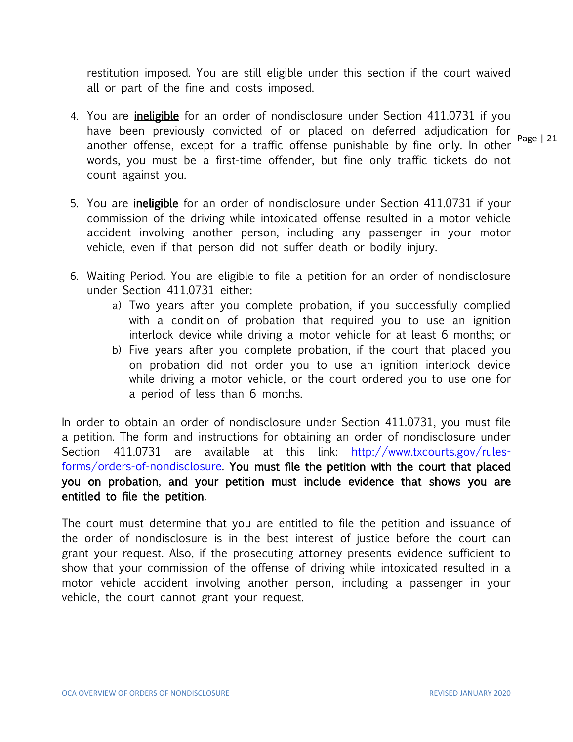restitution imposed. You are still eligible under this section if the court waived all or part of the fine and costs imposed.

4. You are **ineligible** for an order of nondisclosure under Section 411.0731 if you have been previously convicted of or placed on deferred adjudication for another offense, except for a traffic offense punishable by fine only. In other words, you must be a first-time offender, but fine only traffic tickets do not count against you.

5. You are **ineligible** for an order of nondisclosure under Section 411.0731 if your commission of the driving while intoxicated offense resulted in a motor vehicle accident involving another person, including any passenger in your motor vehicle, even if that person did not suffer death or bodily injury.

6. Waiting Period. You are eligible to file a petition for an order of nondisclosure under Section 411.0731 either:
   a) Two years after you complete probation, if you successfully complied with a condition of probation that required you to use an ignition interlock device while driving a motor vehicle for at least 6 months; or
   b) Five years after you complete probation, if the court that placed you on probation did not order you to use an ignition interlock device while driving a motor vehicle, or the court ordered you to use one for a period of less than 6 months.

In order to obtain an order of nondisclosure under Section 411.0731, you must file a petition. The form and instructions for obtaining an order of nondisclosure under Section 411.0731 are available at this link: http://www.txcourts.gov/rules-forms/orders-of-nondisclosure. **You must file the petition with the court that placed you on probation**, **and your petition must include evidence that shows you are entitled to file the petition**.

The court must determine that you are entitled to file the petition and issuance of the order of nondisclosure is in the best interest of justice before the court can grant your request. Also, if the prosecuting attorney presents evidence sufficient to show that your commission of the offense of driving while intoxicated resulted in a motor vehicle accident involving another person, including a passenger in your vehicle, the court cannot grant your request.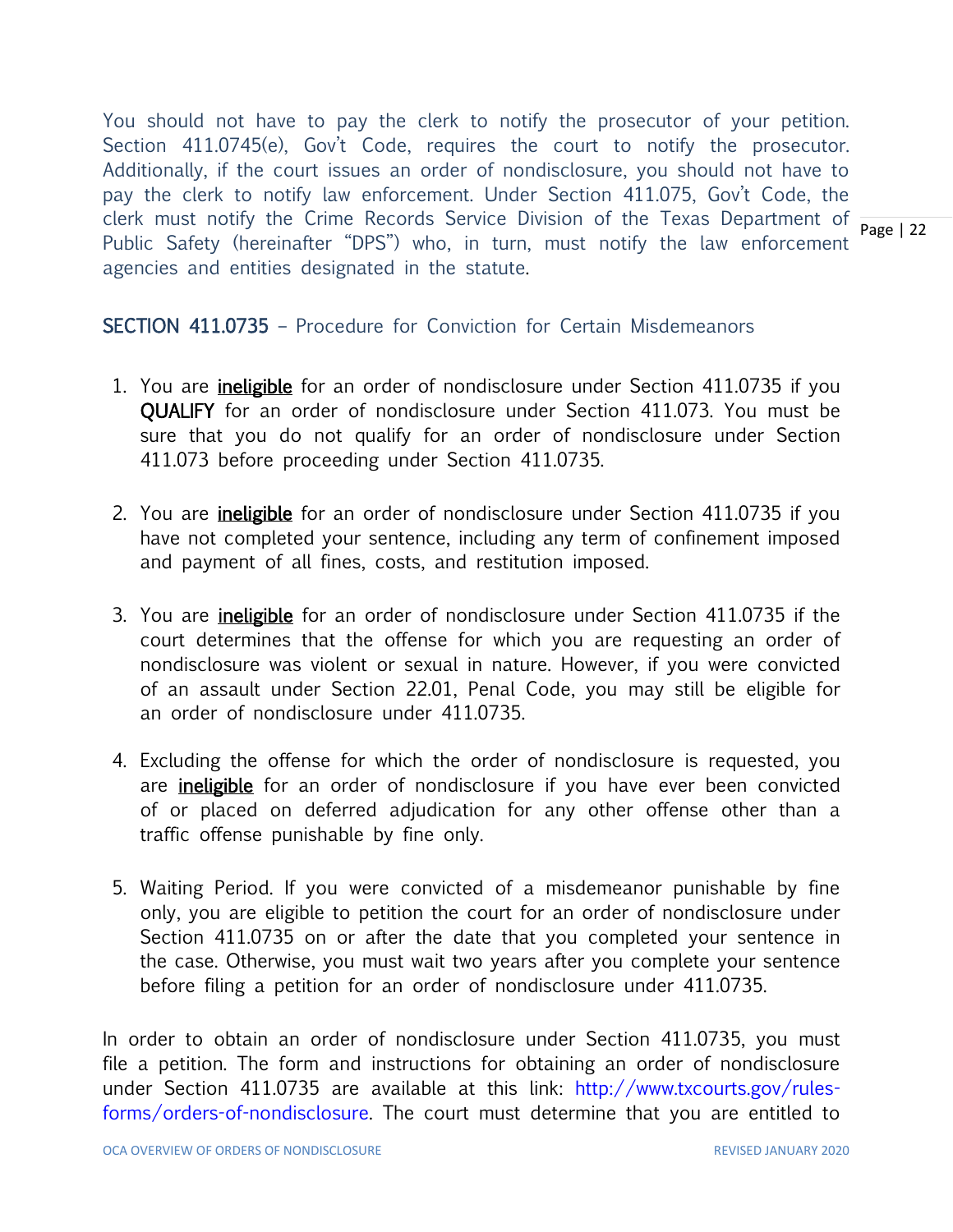You should not have to pay the clerk to notify the prosecutor of your petition. Section 411.0745(e), Gov't Code, requires the court to notify the prosecutor. Additionally, if the court issues an order of nondisclosure, you should not have to pay the clerk to notify law enforcement. Under Section 411.075, Gov't Code, the clerk must notify the Crime Records Service Division of the Texas Department of Public Safety (hereinafter "DPS") who, in turn, must notify the law enforcement agencies and entities designated in the statute.

## SECTION 411.0735 – Procedure for Conviction for Certain Misdemeanors

1. You are **ineligible** for an order of nondisclosure under Section 411.0735 if you **QUALIFY** for an order of nondisclosure under Section 411.073. You must be sure that you do not qualify for an order of nondisclosure under Section 411.073 before proceeding under Section 411.0735.

2. You are **ineligible** for an order of nondisclosure under Section 411.0735 if you have not completed your sentence, including any term of confinement imposed and payment of all fines, costs, and restitution imposed.

3. You are **ineligible** for an order of nondisclosure under Section 411.0735 if the court determines that the offense for which you are requesting an order of nondisclosure was violent or sexual in nature. However, if you were convicted of an assault under Section 22.01, Penal Code, you may still be eligible for an order of nondisclosure under 411.0735.

4. Excluding the offense for which the order of nondisclosure is requested, you are **ineligible** for an order of nondisclosure if you have ever been convicted of or placed on deferred adjudication for any other offense other than a traffic offense punishable by fine only.

5. Waiting Period. If you were convicted of a misdemeanor punishable by fine only, you are eligible to petition the court for an order of nondisclosure under Section 411.0735 on or after the date that you completed your sentence in the case. Otherwise, you must wait two years after you complete your sentence before filing a petition for an order of nondisclosure under 411.0735.

In order to obtain an order of nondisclosure under Section 411.0735, you must file a petition. The form and instructions for obtaining an order of nondisclosure under Section 411.0735 are available at this link: http://www.txcourts.gov/rules-forms/orders-of-nondisclosure. The court must determine that you are entitled to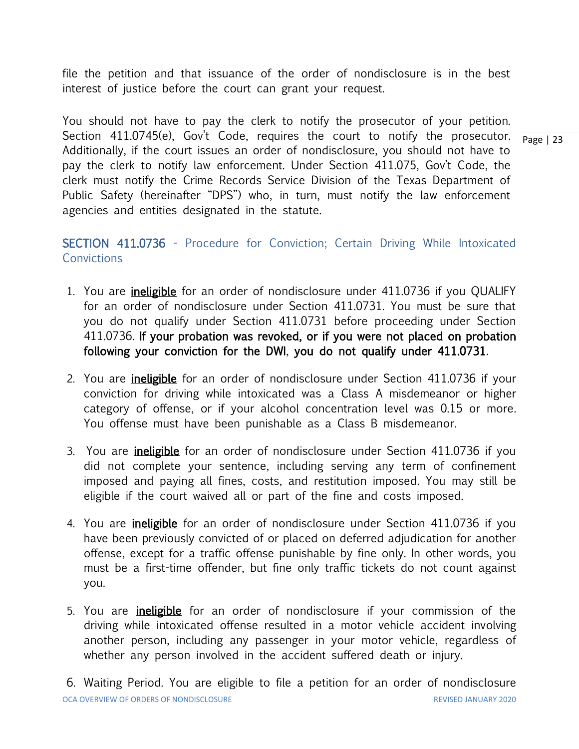file the petition and that issuance of the order of nondisclosure is in the best interest of justice before the court can grant your request.

You should not have to pay the clerk to notify the prosecutor of your petition. Section 411.0745(e), Gov't Code, requires the court to notify the prosecutor. Additionally, if the court issues an order of nondisclosure, you should not have to pay the clerk to notify law enforcement. Under Section 411.075, Gov't Code, the clerk must notify the Crime Records Service Division of the Texas Department of Public Safety (hereinafter "DPS") who, in turn, must notify the law enforcement agencies and entities designated in the statute.

## SECTION 411.0736 - Procedure for Conviction; Certain Driving While Intoxicated Convictions

1. You are **ineligible** for an order of nondisclosure under 411.0736 if you QUALIFY for an order of nondisclosure under Section 411.0731. You must be sure that you do not qualify under Section 411.0731 before proceeding under Section 411.0736. **If your probation was revoked, or if you were not placed on probation following your conviction for the DWI, you do not qualify under 411.0731**.

2. You are **ineligible** for an order of nondisclosure under Section 411.0736 if your conviction for driving while intoxicated was a Class A misdemeanor or higher category of offense, or if your alcohol concentration level was 0.15 or more. You offense must have been punishable as a Class B misdemeanor.

3. You are **ineligible** for an order of nondisclosure under Section 411.0736 if you did not complete your sentence, including serving any term of confinement imposed and paying all fines, costs, and restitution imposed. You may still be eligible if the court waived all or part of the fine and costs imposed.

4. You are **ineligible** for an order of nondisclosure under Section 411.0736 if you have been previously convicted of or placed on deferred adjudication for another offense, except for a traffic offense punishable by fine only. In other words, you must be a first-time offender, but fine only traffic tickets do not count against you.

5. You are **ineligible** for an order of nondisclosure if your commission of the driving while intoxicated offense resulted in a motor vehicle accident involving another person, including any passenger in your motor vehicle, regardless of whether any person involved in the accident suffered death or injury.

6. Waiting Period. You are eligible to file a petition for an order of nondisclosure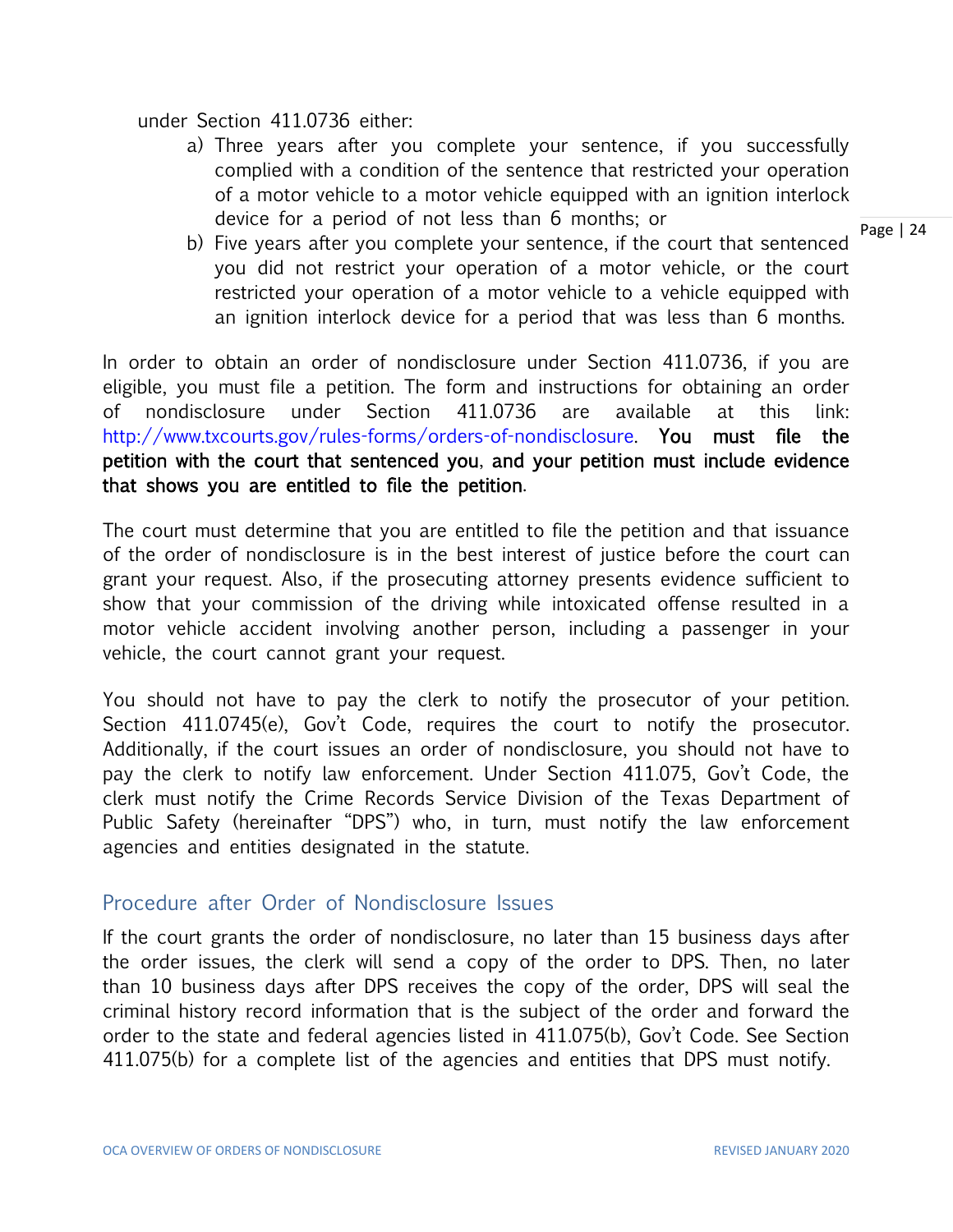under Section 411.0736 either:

a) Three years after you complete your sentence, if you successfully complied with a condition of the sentence that restricted your operation of a motor vehicle to a motor vehicle equipped with an ignition interlock device for a period of not less than 6 months; or
b) Five years after you complete your sentence, if the court that sentenced you did not restrict your operation of a motor vehicle, or the court restricted your operation of a motor vehicle to a vehicle equipped with an ignition interlock device for a period that was less than 6 months.

In order to obtain an order of nondisclosure under Section 411.0736, if you are eligible, you must file a petition. The form and instructions for obtaining an order of nondisclosure under Section 411.0736 are available at this link: http://www.txcourts.gov/rules-forms/orders-of-nondisclosure. **You must file the petition with the court that sentenced you, and your petition must include evidence that shows you are entitled to file the petition**.

The court must determine that you are entitled to file the petition and that issuance of the order of nondisclosure is in the best interest of justice before the court can grant your request. Also, if the prosecuting attorney presents evidence sufficient to show that your commission of the driving while intoxicated offense resulted in a motor vehicle accident involving another person, including a passenger in your vehicle, the court cannot grant your request.

You should not have to pay the clerk to notify the prosecutor of your petition. Section 411.0745(e), Gov't Code, requires the court to notify the prosecutor. Additionally, if the court issues an order of nondisclosure, you should not have to pay the clerk to notify law enforcement. Under Section 411.075, Gov't Code, the clerk must notify the Crime Records Service Division of the Texas Department of Public Safety (hereinafter "DPS") who, in turn, must notify the law enforcement agencies and entities designated in the statute.

## Procedure after Order of Nondisclosure Issues

If the court grants the order of nondisclosure, no later than 15 business days after the order issues, the clerk will send a copy of the order to DPS. Then, no later than 10 business days after DPS receives the copy of the order, DPS will seal the criminal history record information that is the subject of the order and forward the order to the state and federal agencies listed in 411.075(b), Gov't Code. See Section 411.075(b) for a complete list of the agencies and entities that DPS must notify.